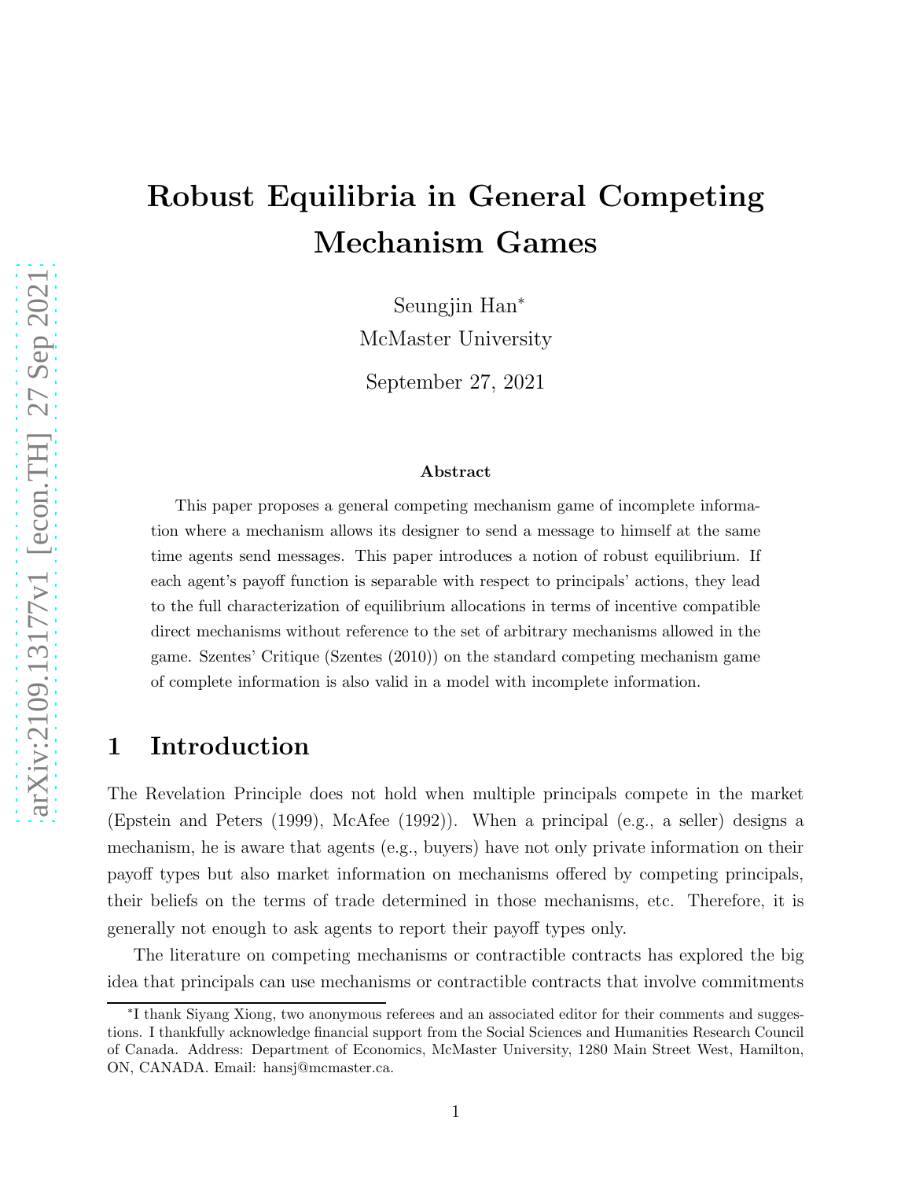# Robust Equilibria in General Competing Mechanism Games

Seungjin Han*

McMaster University

September 27, 2021

### Abstract

This paper proposes a general competing mechanism game of incomplete information where a mechanism allows its designer to send a message to himself at the same time agents send messages. This paper introduces a notion of robust equilibrium. If each agent's payoff function is separable with respect to principals' actions, they lead to the full characterization of equilibrium allocations in terms of incentive compatible direct mechanisms without reference to the set of arbitrary mechanisms allowed in the game. Szentes' Critique (Szentes (2010)) on the standard competing mechanism game of complete information is also valid in a model with incomplete information.

## 1 Introduction

The Revelation Principle does not hold when multiple principals compete in the market (Epstein and Peters (1999), McAfee (1992)). When a principal (e.g., a seller) designs a mechanism, he is aware that agents (e.g., buyers) have not only private information on their payoff types but also market information on mechanisms offered by competing principals, their beliefs on the terms of trade determined in those mechanisms, etc. Therefore, it is generally not enough to ask agents to report their payoff types only.

The literature on competing mechanisms or contractible contracts has explored the big idea that principals can use mechanisms or contractible contracts that involve commitments

*I thank Siyang Xiong, two anonymous referees and an associated editor for their comments and suggestions. I thankfully acknowledge financial support from the Social Sciences and Humanities Research Council of Canada. Address: Department of Economics, McMaster University, 1280 Main Street West, Hamilton, ON, CANADA. Email: hansj@mcmaster.ca.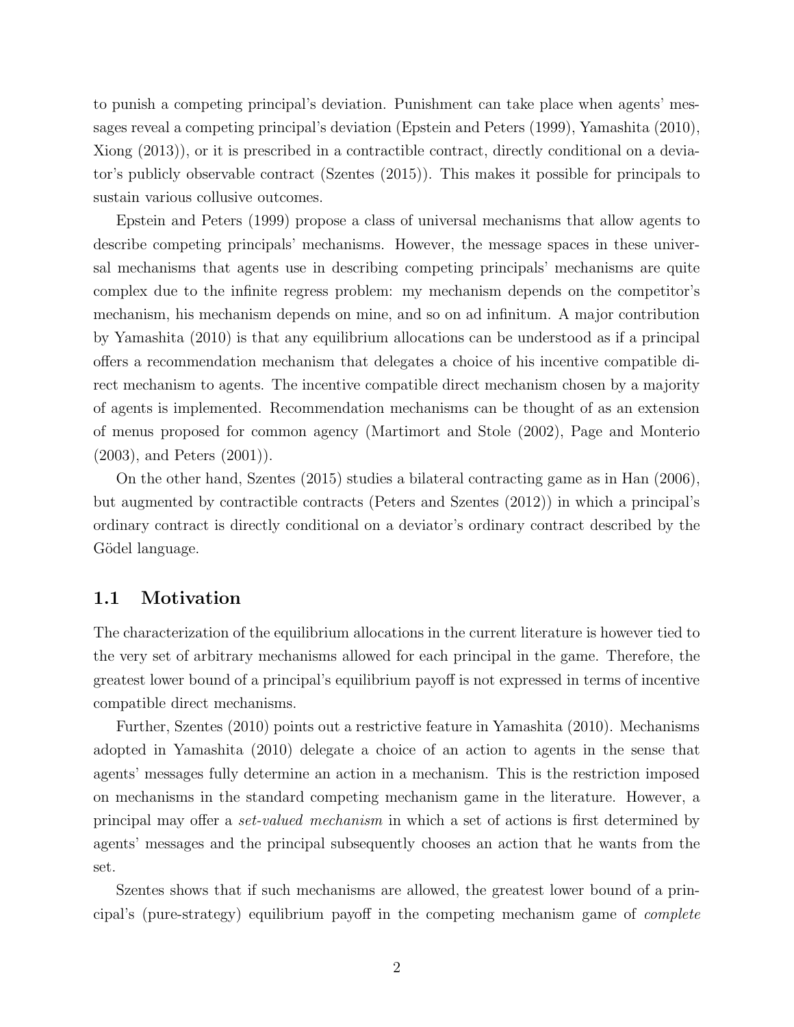to punish a competing principal's deviation. Punishment can take place when agents' messages reveal a competing principal's deviation (Epstein and Peters (1999), Yamashita (2010), Xiong (2013)), or it is prescribed in a contractible contract, directly conditional on a deviator's publicly observable contract (Szentes (2015)). This makes it possible for principals to sustain various collusive outcomes.

Epstein and Peters (1999) propose a class of universal mechanisms that allow agents to describe competing principals' mechanisms. However, the message spaces in these universal mechanisms that agents use in describing competing principals' mechanisms are quite complex due to the infinite regress problem: my mechanism depends on the competitor's mechanism, his mechanism depends on mine, and so on ad infinitum. A major contribution by Yamashita (2010) is that any equilibrium allocations can be understood as if a principal offers a recommendation mechanism that delegates a choice of his incentive compatible direct mechanism to agents. The incentive compatible direct mechanism chosen by a majority of agents is implemented. Recommendation mechanisms can be thought of as an extension of menus proposed for common agency (Martimort and Stole (2002), Page and Monterio (2003), and Peters (2001)).

On the other hand, Szentes (2015) studies a bilateral contracting game as in Han (2006), but augmented by contractible contracts (Peters and Szentes (2012)) in which a principal's ordinary contract is directly conditional on a deviator's ordinary contract described by the Gödel language.

## 1.1 Motivation

The characterization of the equilibrium allocations in the current literature is however tied to the very set of arbitrary mechanisms allowed for each principal in the game. Therefore, the greatest lower bound of a principal's equilibrium payoff is not expressed in terms of incentive compatible direct mechanisms.

Further, Szentes (2010) points out a restrictive feature in Yamashita (2010). Mechanisms adopted in Yamashita (2010) delegate a choice of an action to agents in the sense that agents' messages fully determine an action in a mechanism. This is the restriction imposed on mechanisms in the standard competing mechanism game in the literature. However, a principal may offer a *set-valued mechanism* in which a set of actions is first determined by agents' messages and the principal subsequently chooses an action that he wants from the set.

Szentes shows that if such mechanisms are allowed, the greatest lower bound of a principal's (pure-strategy) equilibrium payoff in the competing mechanism game of *complete*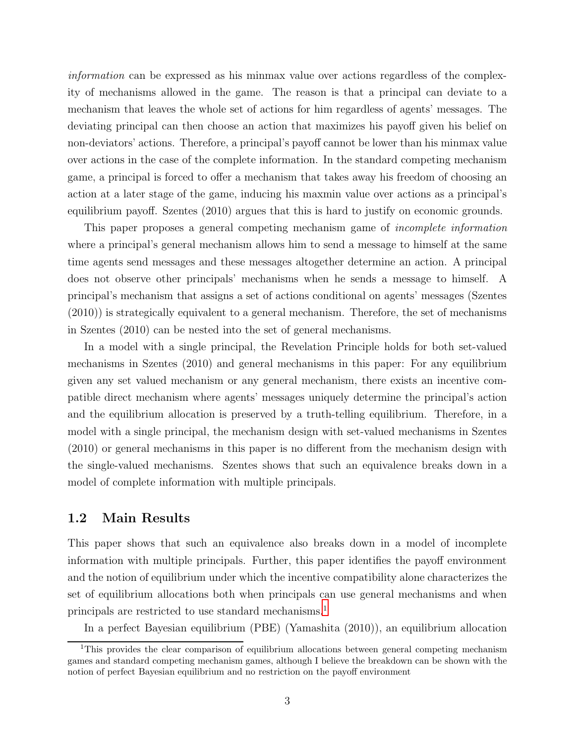*information* can be expressed as his minmax value over actions regardless of the complexity of mechanisms allowed in the game. The reason is that a principal can deviate to a mechanism that leaves the whole set of actions for him regardless of agents' messages. The deviating principal can then choose an action that maximizes his payoff given his belief on non-deviators' actions. Therefore, a principal's payoff cannot be lower than his minmax value over actions in the case of the complete information. In the standard competing mechanism game, a principal is forced to offer a mechanism that takes away his freedom of choosing an action at a later stage of the game, inducing his maxmin value over actions as a principal's equilibrium payoff. Szentes (2010) argues that this is hard to justify on economic grounds.

This paper proposes a general competing mechanism game of *incomplete information* where a principal's general mechanism allows him to send a message to himself at the same time agents send messages and these messages altogether determine an action. A principal does not observe other principals' mechanisms when he sends a message to himself. A principal's mechanism that assigns a set of actions conditional on agents' messages (Szentes (2010)) is strategically equivalent to a general mechanism. Therefore, the set of mechanisms in Szentes (2010) can be nested into the set of general mechanisms.

In a model with a single principal, the Revelation Principle holds for both set-valued mechanisms in Szentes (2010) and general mechanisms in this paper: For any equilibrium given any set valued mechanism or any general mechanism, there exists an incentive compatible direct mechanism where agents' messages uniquely determine the principal's action and the equilibrium allocation is preserved by a truth-telling equilibrium. Therefore, in a model with a single principal, the mechanism design with set-valued mechanisms in Szentes (2010) or general mechanisms in this paper is no different from the mechanism design with the single-valued mechanisms. Szentes shows that such an equivalence breaks down in a model of complete information with multiple principals.

## 1.2 Main Results

This paper shows that such an equivalence also breaks down in a model of incomplete information with multiple principals. Further, this paper identifies the payoff environment and the notion of equilibrium under which the incentive compatibility alone characterizes the set of equilibrium allocations both when principals can use general mechanisms and when principals are restricted to use standard mechanisms.[1]

In a perfect Bayesian equilibrium (PBE) (Yamashita (2010)), an equilibrium allocation

[1] This provides the clear comparison of equilibrium allocations between general competing mechanism games and standard competing mechanism games, although I believe the breakdown can be shown with the notion of perfect Bayesian equilibrium and no restriction on the payoff environment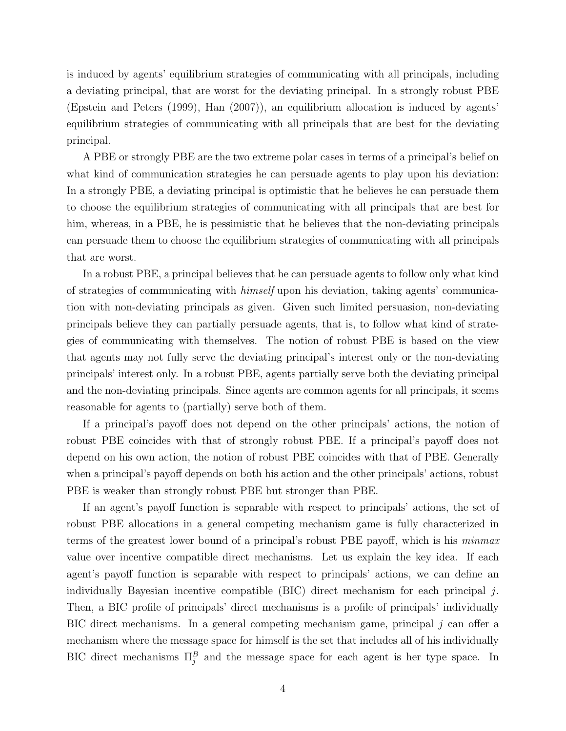is induced by agents' equilibrium strategies of communicating with all principals, including a deviating principal, that are worst for the deviating principal. In a strongly robust PBE (Epstein and Peters (1999), Han (2007)), an equilibrium allocation is induced by agents' equilibrium strategies of communicating with all principals that are best for the deviating principal.

A PBE or strongly PBE are the two extreme polar cases in terms of a principal's belief on what kind of communication strategies he can persuade agents to play upon his deviation: In a strongly PBE, a deviating principal is optimistic that he believes he can persuade them to choose the equilibrium strategies of communicating with all principals that are best for him, whereas, in a PBE, he is pessimistic that he believes that the non-deviating principals can persuade them to choose the equilibrium strategies of communicating with all principals that are worst.

In a robust PBE, a principal believes that he can persuade agents to follow only what kind of strategies of communicating with *himself* upon his deviation, taking agents' communication with non-deviating principals as given. Given such limited persuasion, non-deviating principals believe they can partially persuade agents, that is, to follow what kind of strategies of communicating with themselves. The notion of robust PBE is based on the view that agents may not fully serve the deviating principal's interest only or the non-deviating principals' interest only. In a robust PBE, agents partially serve both the deviating principal and the non-deviating principals. Since agents are common agents for all principals, it seems reasonable for agents to (partially) serve both of them.

If a principal's payoff does not depend on the other principals' actions, the notion of robust PBE coincides with that of strongly robust PBE. If a principal's payoff does not depend on his own action, the notion of robust PBE coincides with that of PBE. Generally when a principal's payoff depends on both his action and the other principals' actions, robust PBE is weaker than strongly robust PBE but stronger than PBE.

If an agent's payoff function is separable with respect to principals' actions, the set of robust PBE allocations in a general competing mechanism game is fully characterized in terms of the greatest lower bound of a principal's robust PBE payoff, which is his *minmax* value over incentive compatible direct mechanisms. Let us explain the key idea. If each agent's payoff function is separable with respect to principals' actions, we can define an individually Bayesian incentive compatible (BIC) direct mechanism for each principal $j$. Then, a BIC profile of principals' direct mechanisms is a profile of principals' individually BIC direct mechanisms. In a general competing mechanism game, principal $j$ can offer a mechanism where the message space for himself is the set that includes all of his individually BIC direct mechanisms $\Pi_j^B$ and the message space for each agent is her type space. In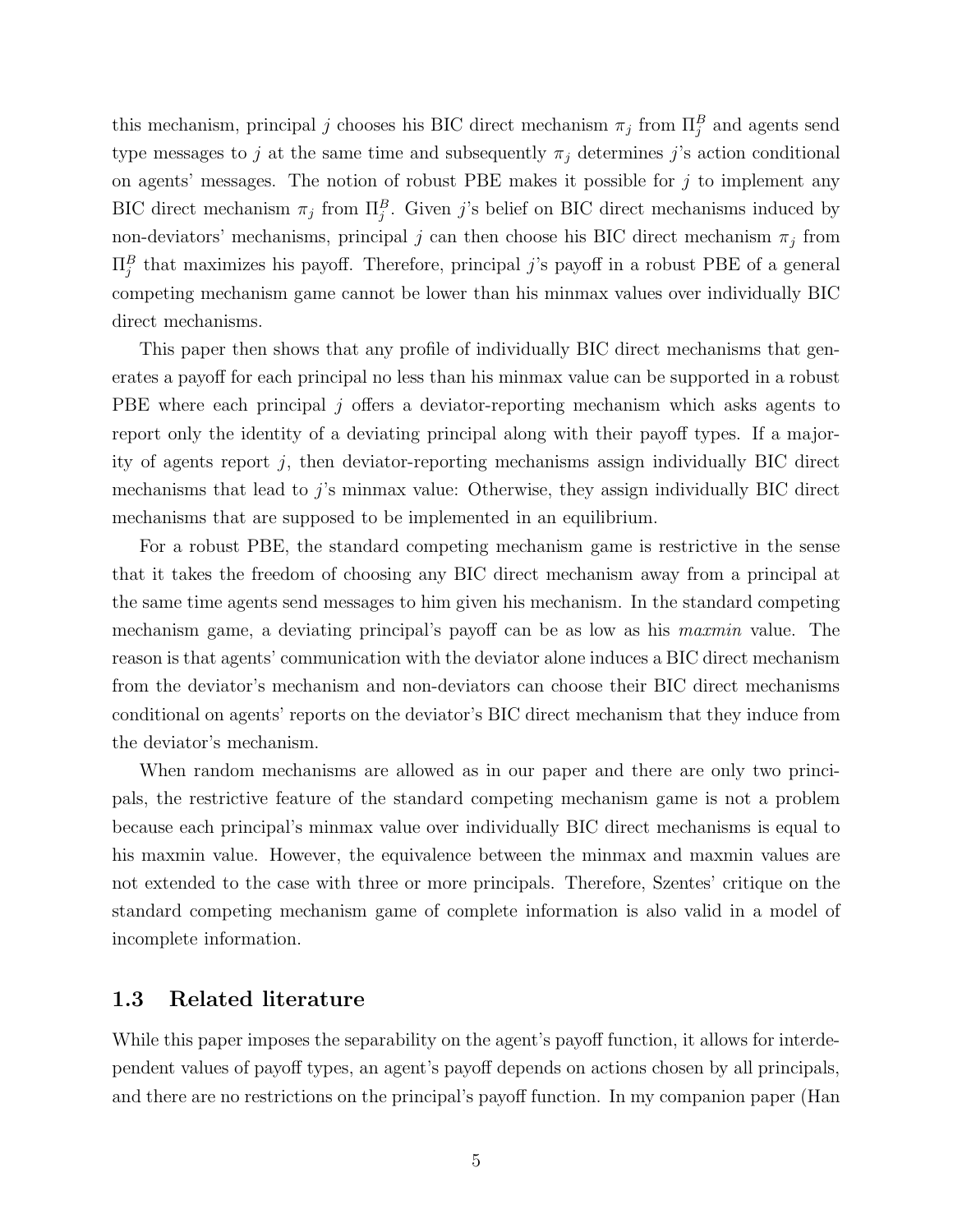this mechanism, principal $j$ chooses his BIC direct mechanism $\pi_j$ from $\Pi_j^B$ and agents send type messages to $j$ at the same time and subsequently $\pi_j$ determines $j$'s action conditional on agents' messages. The notion of robust PBE makes it possible for $j$ to implement any BIC direct mechanism $\pi_j$ from $\Pi_j^B$. Given $j$'s belief on BIC direct mechanisms induced by non-deviators' mechanisms, principal $j$ can then choose his BIC direct mechanism $\pi_j$ from $\Pi_j^B$ that maximizes his payoff. Therefore, principal $j$'s payoff in a robust PBE of a general competing mechanism game cannot be lower than his minmax values over individually BIC direct mechanisms.

This paper then shows that any profile of individually BIC direct mechanisms that generates a payoff for each principal no less than his minmax value can be supported in a robust PBE where each principal $j$ offers a deviator-reporting mechanism which asks agents to report only the identity of a deviating principal along with their payoff types. If a majority of agents report $j$, then deviator-reporting mechanisms assign individually BIC direct mechanisms that lead to $j$'s minmax value: Otherwise, they assign individually BIC direct mechanisms that are supposed to be implemented in an equilibrium.

For a robust PBE, the standard competing mechanism game is restrictive in the sense that it takes the freedom of choosing any BIC direct mechanism away from a principal at the same time agents send messages to him given his mechanism. In the standard competing mechanism game, a deviating principal's payoff can be as low as his *maxmin* value. The reason is that agents' communication with the deviator alone induces a BIC direct mechanism from the deviator's mechanism and non-deviators can choose their BIC direct mechanisms conditional on agents' reports on the deviator's BIC direct mechanism that they induce from the deviator's mechanism.

When random mechanisms are allowed as in our paper and there are only two principals, the restrictive feature of the standard competing mechanism game is not a problem because each principal's minmax value over individually BIC direct mechanisms is equal to his maxmin value. However, the equivalence between the minmax and maxmin values are not extended to the case with three or more principals. Therefore, Szentes' critique on the standard competing mechanism game of complete information is also valid in a model of incomplete information.

### 1.3 Related literature

While this paper imposes the separability on the agent's payoff function, it allows for interdependent values of payoff types, an agent's payoff depends on actions chosen by all principals, and there are no restrictions on the principal's payoff function. In my companion paper (Han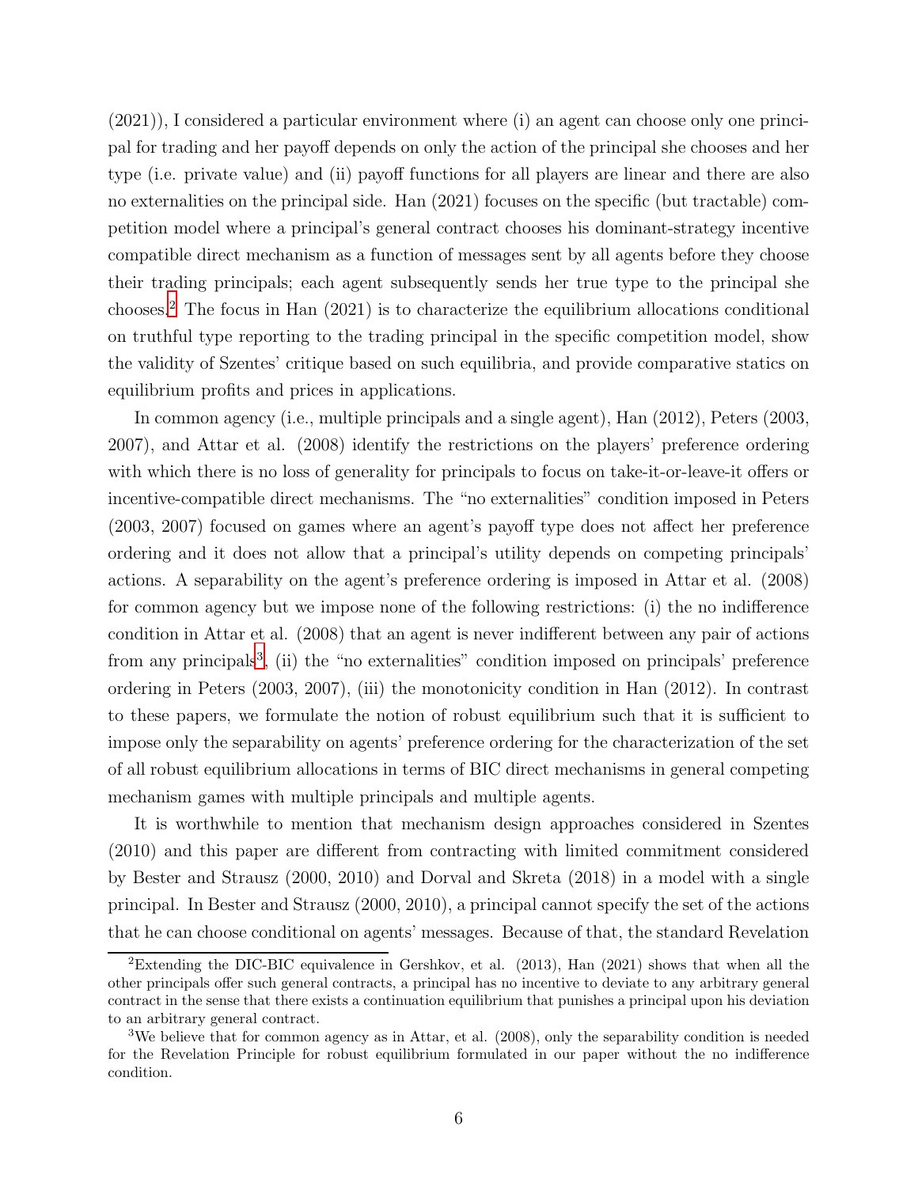(2021)), I considered a particular environment where (i) an agent can choose only one principal for trading and her payoff depends on only the action of the principal she chooses and her type (i.e. private value) and (ii) payoff functions for all players are linear and there are also no externalities on the principal side. Han (2021) focuses on the specific (but tractable) competition model where a principal's general contract chooses his dominant-strategy incentive compatible direct mechanism as a function of messages sent by all agents before they choose their trading principals; each agent subsequently sends her true type to the principal she chooses.[2] The focus in Han (2021) is to characterize the equilibrium allocations conditional on truthful type reporting to the trading principal in the specific competition model, show the validity of Szentes' critique based on such equilibria, and provide comparative statics on equilibrium profits and prices in applications.

In common agency (i.e., multiple principals and a single agent), Han (2012), Peters (2003, 2007), and Attar et al. (2008) identify the restrictions on the players' preference ordering with which there is no loss of generality for principals to focus on take-it-or-leave-it offers or incentive-compatible direct mechanisms. The "no externalities" condition imposed in Peters (2003, 2007) focused on games where an agent's payoff type does not affect her preference ordering and it does not allow that a principal's utility depends on competing principals' actions. A separability on the agent's preference ordering is imposed in Attar et al. (2008) for common agency but we impose none of the following restrictions: (i) the no indifference condition in Attar et al. (2008) that an agent is never indifferent between any pair of actions from any principals[3], (ii) the "no externalities" condition imposed on principals' preference ordering in Peters (2003, 2007), (iii) the monotonicity condition in Han (2012). In contrast to these papers, we formulate the notion of robust equilibrium such that it is sufficient to impose only the separability on agents' preference ordering for the characterization of the set of all robust equilibrium allocations in terms of BIC direct mechanisms in general competing mechanism games with multiple principals and multiple agents.

It is worthwhile to mention that mechanism design approaches considered in Szentes (2010) and this paper are different from contracting with limited commitment considered by Bester and Strausz (2000, 2010) and Dorval and Skreta (2018) in a model with a single principal. In Bester and Strausz (2000, 2010), a principal cannot specify the set of the actions that he can choose conditional on agents' messages. Because of that, the standard Revelation

[2] Extending the DIC-BIC equivalence in Gershkov, et al. (2013), Han (2021) shows that when all the other principals offer such general contracts, a principal has no incentive to deviate to any arbitrary general contract in the sense that there exists a continuation equilibrium that punishes a principal upon his deviation to an arbitrary general contract.

[3] We believe that for common agency as in Attar, et al. (2008), only the separability condition is needed for the Revelation Principle for robust equilibrium formulated in our paper without the no indifference condition.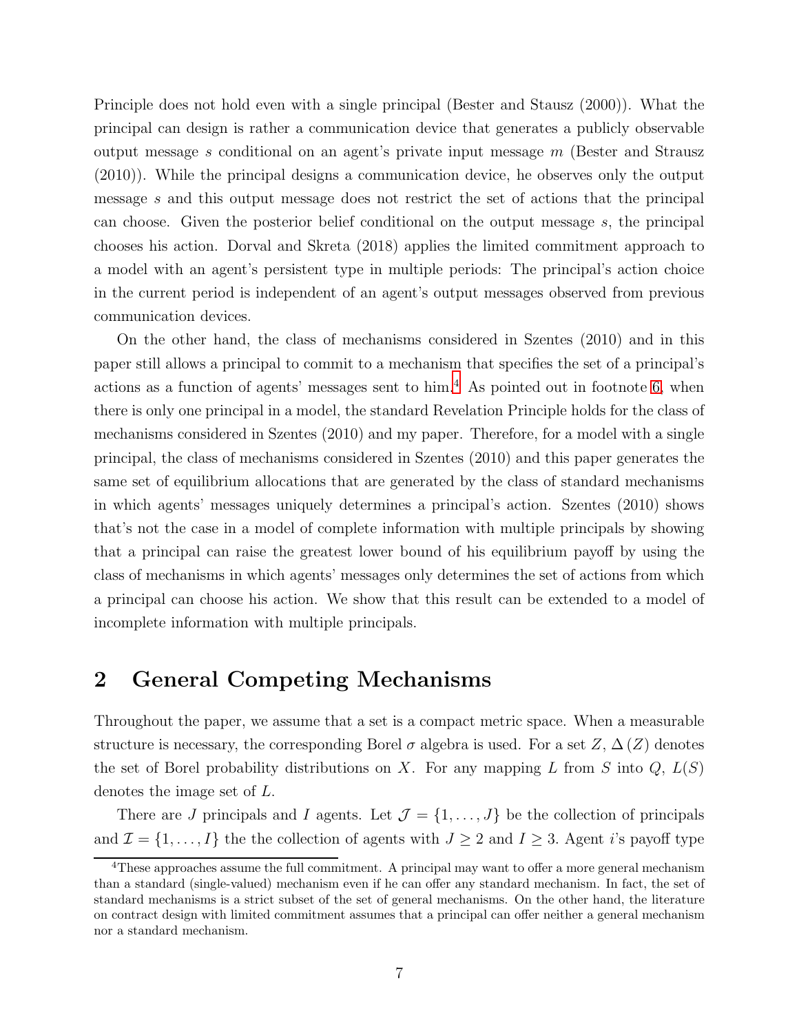Principle does not hold even with a single principal (Bester and Stausz (2000)). What the principal can design is rather a communication device that generates a publicly observable output message $s$ conditional on an agent's private input message $m$ (Bester and Strausz (2010)). While the principal designs a communication device, he observes only the output message $s$ and this output message does not restrict the set of actions that the principal can choose. Given the posterior belief conditional on the output message $s$, the principal chooses his action. Dorval and Skreta (2018) applies the limited commitment approach to a model with an agent's persistent type in multiple periods: The principal's action choice in the current period is independent of an agent's output messages observed from previous communication devices.

On the other hand, the class of mechanisms considered in Szentes (2010) and in this paper still allows a principal to commit to a mechanism that specifies the set of a principal's actions as a function of agents' messages sent to him.[4] As pointed out in footnote 6, when there is only one principal in a model, the standard Revelation Principle holds for the class of mechanisms considered in Szentes (2010) and my paper. Therefore, for a model with a single principal, the class of mechanisms considered in Szentes (2010) and this paper generates the same set of equilibrium allocations that are generated by the class of standard mechanisms in which agents' messages uniquely determines a principal's action. Szentes (2010) shows that's not the case in a model of complete information with multiple principals by showing that a principal can raise the greatest lower bound of his equilibrium payoff by using the class of mechanisms in which agents' messages only determines the set of actions from which a principal can choose his action. We show that this result can be extended to a model of incomplete information with multiple principals.

## 2 General Competing Mechanisms

Throughout the paper, we assume that a set is a compact metric space. When a measurable structure is necessary, the corresponding Borel $\sigma$ algebra is used. For a set $Z$, $\Delta(Z)$ denotes the set of Borel probability distributions on $X$. For any mapping $L$ from $S$ into $Q$, $L(S)$ denotes the image set of $L$.

There are $J$ principals and $I$ agents. Let $\mathcal{J} = \{1, \ldots, J\}$ be the collection of principals and $\mathcal{I} = \{1, \ldots, I\}$ the the collection of agents with $J \geq 2$ and $I \geq 3$. Agent $i$'s payoff type

[4] These approaches assume the full commitment. A principal may want to offer a more general mechanism than a standard (single-valued) mechanism even if he can offer any standard mechanism. In fact, the set of standard mechanisms is a strict subset of the set of general mechanisms. On the other hand, the literature on contract design with limited commitment assumes that a principal can offer neither a general mechanism nor a standard mechanism.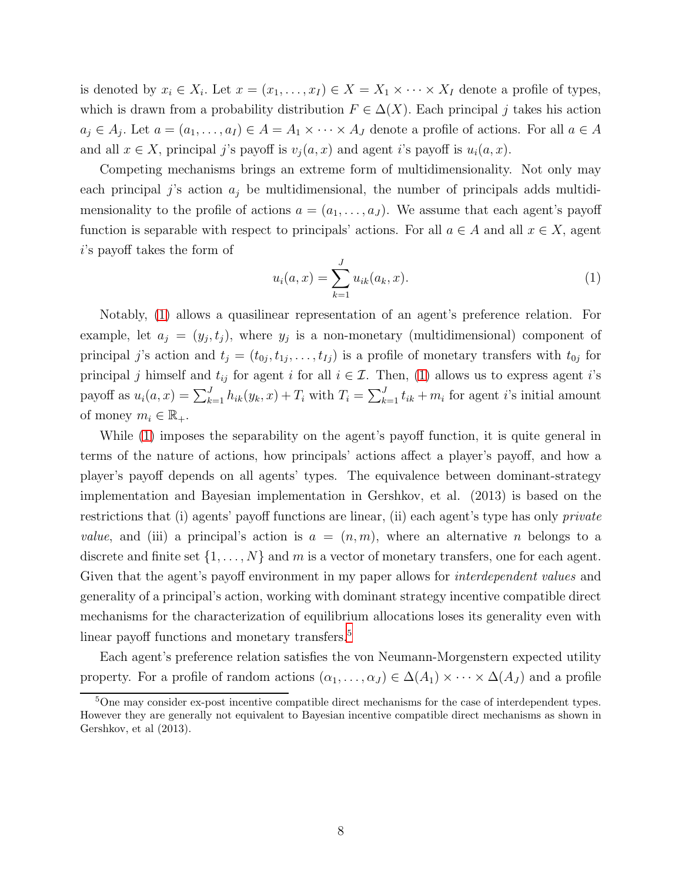is denoted by $x_i \in X_i$. Let $x = (x_1, \ldots, x_I) \in X = X_1 \times \cdots \times X_I$ denote a profile of types, which is drawn from a probability distribution $F \in \Delta(X)$. Each principal $j$ takes his action $a_j \in A_j$. Let $a = (a_1, \ldots, a_I) \in A = A_1 \times \cdots \times A_J$ denote a profile of actions. For all $a \in A$ and all $x \in X$, principal $j$'s payoff is $v_j(a, x)$ and agent $i$'s payoff is $u_i(a, x)$.

Competing mechanisms brings an extreme form of multidimensionality. Not only may each principal $j$'s action $a_j$ be multidimensional, the number of principals adds multidimensionality to the profile of actions $a = (a_1, \ldots, a_J)$. We assume that each agent's payoff function is separable with respect to principals' actions. For all $a \in A$ and all $x \in X$, agent $i$'s payoff takes the form of

$$u_i(a, x) = \sum_{k=1}^{J} u_{ik}(a_k, x). \tag{1}$$

Notably, (1) allows a quasilinear representation of an agent's preference relation. For example, let $a_j = (y_j, t_j)$, where $y_j$ is a non-monetary (multidimensional) component of principal $j$'s action and $t_j = (t_{0j}, t_{1j}, \ldots, t_{Ij})$ is a profile of monetary transfers with $t_{0j}$ for principal $j$ himself and $t_{ij}$ for agent $i$ for all $i \in \mathcal{I}$. Then, (1) allows us to express agent $i$'s payoff as $u_i(a, x) = \sum_{k=1}^{J} h_{ik}(y_k, x) + T_i$ with $T_i = \sum_{k=1}^{J} t_{ik} + m_i$ for agent $i$'s initial amount of money $m_i \in \mathbb{R}_+$.

While (1) imposes the separability on the agent's payoff function, it is quite general in terms of the nature of actions, how principals' actions affect a player's payoff, and how a player's payoff depends on all agents' types. The equivalence between dominant-strategy implementation and Bayesian implementation in Gershkov, et al. (2013) is based on the restrictions that (i) agents' payoff functions are linear, (ii) each agent's type has only *private value*, and (iii) a principal's action is $a = (n, m)$, where an alternative $n$ belongs to a discrete and finite set $\{1, \ldots, N\}$ and $m$ is a vector of monetary transfers, one for each agent. Given that the agent's payoff environment in my paper allows for *interdependent values* and generality of a principal's action, working with dominant strategy incentive compatible direct mechanisms for the characterization of equilibrium allocations loses its generality even with linear payoff functions and monetary transfers.[5]

Each agent's preference relation satisfies the von Neumann-Morgenstern expected utility property. For a profile of random actions $(\alpha_1, \ldots, \alpha_J) \in \Delta(A_1) \times \cdots \times \Delta(A_J)$ and a profile

[5] One may consider ex-post incentive compatible direct mechanisms for the case of interdependent types. However they are generally not equivalent to Bayesian incentive compatible direct mechanisms as shown in Gershkov, et al (2013).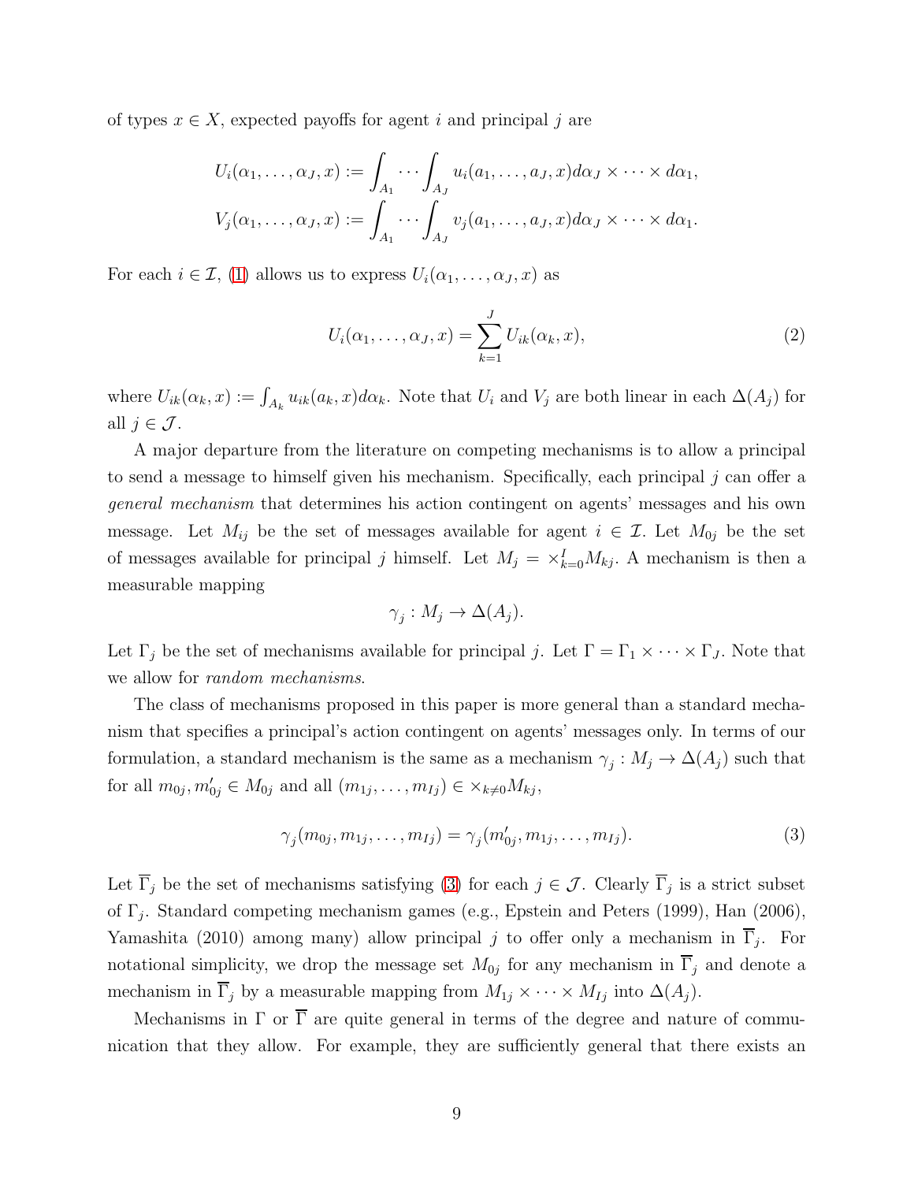of types $x \in X$, expected payoffs for agent $i$ and principal $j$ are

$$U_i(\alpha_1, \dots, \alpha_J, x) := \int_{A_1} \cdots \int_{A_J} u_i(a_1, \dots, a_J, x) d\alpha_J \times \cdots \times d\alpha_1,$$
$$V_j(\alpha_1, \dots, \alpha_J, x) := \int_{A_1} \cdots \int_{A_J} v_j(a_1, \dots, a_J, x) d\alpha_J \times \cdots \times d\alpha_1.$$

For each $i \in \mathcal{I}$, (1) allows us to express $U_i(\alpha_1, \dots, \alpha_J, x)$ as

$$U_i(\alpha_1, \dots, \alpha_J, x) = \sum_{k=1}^{J} U_{ik}(\alpha_k, x), \tag{2}$$

where $U_{ik}(\alpha_k, x) := \int_{A_k} u_{ik}(a_k, x) d\alpha_k$. Note that $U_i$ and $V_j$ are both linear in each $\Delta(A_j)$ for all $j \in \mathcal{J}$.

A major departure from the literature on competing mechanisms is to allow a principal to send a message to himself given his mechanism. Specifically, each principal $j$ can offer a *general mechanism* that determines his action contingent on agents' messages and his own message. Let $M_{ij}$ be the set of messages available for agent $i \in \mathcal{I}$. Let $M_{0j}$ be the set of messages available for principal $j$ himself. Let $M_j = \times_{k=0}^{I} M_{kj}$. A mechanism is then a measurable mapping

$$\gamma_j : M_j \to \Delta(A_j).$$

Let $\Gamma_j$ be the set of mechanisms available for principal $j$. Let $\Gamma = \Gamma_1 \times \cdots \times \Gamma_J$. Note that we allow for *random mechanisms*.

The class of mechanisms proposed in this paper is more general than a standard mechanism that specifies a principal's action contingent on agents' messages only. In terms of our formulation, a standard mechanism is the same as a mechanism $\gamma_j : M_j \to \Delta(A_j)$ such that for all $m_{0j}, m'_{0j} \in M_{0j}$ and all $(m_{1j}, \dots, m_{Ij}) \in \times_{k \neq 0} M_{kj}$,

$$\gamma_j(m_{0j}, m_{1j}, \dots, m_{Ij}) = \gamma_j(m'_{0j}, m_{1j}, \dots, m_{Ij}). \tag{3}$$

Let $\overline{\Gamma}_j$ be the set of mechanisms satisfying (3) for each $j \in \mathcal{J}$. Clearly $\overline{\Gamma}_j$ is a strict subset of $\Gamma_j$. Standard competing mechanism games (e.g., Epstein and Peters (1999), Han (2006), Yamashita (2010) among many) allow principal $j$ to offer only a mechanism in $\overline{\Gamma}_j$. For notational simplicity, we drop the message set $M_{0j}$ for any mechanism in $\overline{\Gamma}_j$ and denote a mechanism in $\overline{\Gamma}_j$ by a measurable mapping from $M_{1j} \times \cdots \times M_{Ij}$ into $\Delta(A_j)$.

Mechanisms in $\Gamma$ or $\overline{\Gamma}$ are quite general in terms of the degree and nature of communication that they allow. For example, they are sufficiently general that there exists an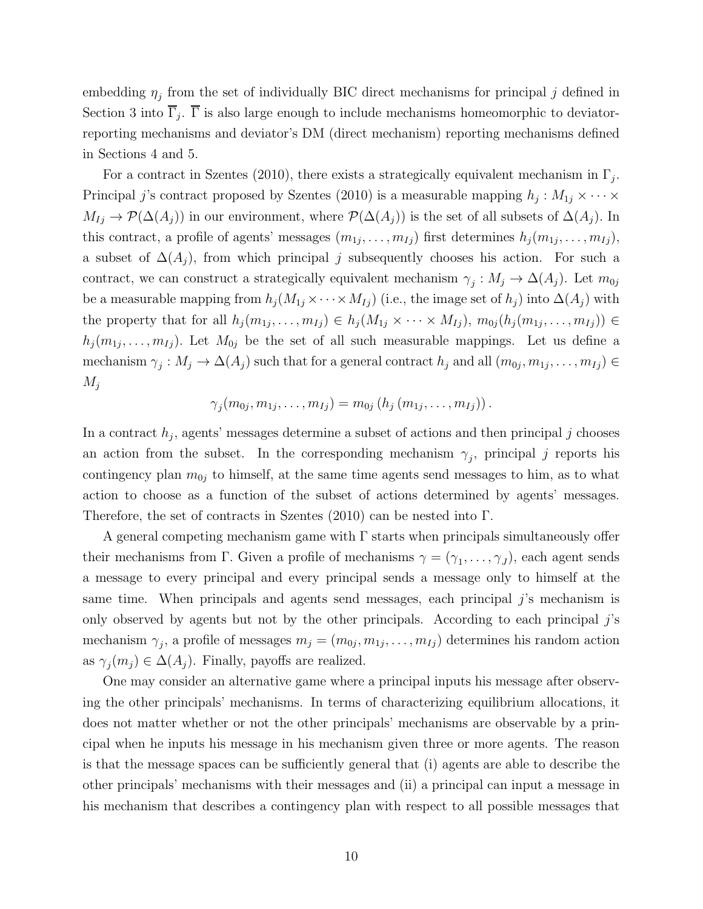embedding $\eta_j$ from the set of individually BIC direct mechanisms for principal $j$ defined in Section 3 into $\overline{\Gamma}_j$. $\overline{\Gamma}$ is also large enough to include mechanisms homeomorphic to deviator-reporting mechanisms and deviator's DM (direct mechanism) reporting mechanisms defined in Sections 4 and 5.

For a contract in Szentes (2010), there exists a strategically equivalent mechanism in $\Gamma_j$. Principal $j$'s contract proposed by Szentes (2010) is a measurable mapping $h_j : M_{1j} \times \cdots \times M_{Ij} \to \mathcal{P}(\Delta(A_j))$ in our environment, where $\mathcal{P}(\Delta(A_j))$ is the set of all subsets of $\Delta(A_j)$. In this contract, a profile of agents' messages $(m_{1j}, \ldots, m_{Ij})$ first determines $h_j(m_{1j}, \ldots, m_{Ij})$, a subset of $\Delta(A_j)$, from which principal $j$ subsequently chooses his action. For such a contract, we can construct a strategically equivalent mechanism $\gamma_j : M_j \to \Delta(A_j)$. Let $m_{0j}$ be a measurable mapping from $h_j(M_{1j} \times \cdots \times M_{Ij})$ (i.e., the image set of $h_j$) into $\Delta(A_j)$ with the property that for all $h_j(m_{1j}, \ldots, m_{Ij}) \in h_j(M_{1j} \times \cdots \times M_{Ij})$, $m_{0j}(h_j(m_{1j}, \ldots, m_{Ij})) \in h_j(m_{1j}, \ldots, m_{Ij})$. Let $M_{0j}$ be the set of all such measurable mappings. Let us define a mechanism $\gamma_j : M_j \to \Delta(A_j)$ such that for a general contract $h_j$ and all $(m_{0j}, m_{1j}, \ldots, m_{Ij}) \in M_j$

$$\gamma_j(m_{0j}, m_{1j}, \ldots, m_{Ij}) = m_{0j}\left(h_j\left(m_{1j}, \ldots, m_{Ij}\right)\right).$$

In a contract $h_j$, agents' messages determine a subset of actions and then principal $j$ chooses an action from the subset. In the corresponding mechanism $\gamma_j$, principal $j$ reports his contingency plan $m_{0j}$ to himself, at the same time agents send messages to him, as to what action to choose as a function of the subset of actions determined by agents' messages. Therefore, the set of contracts in Szentes (2010) can be nested into $\Gamma$.

A general competing mechanism game with $\Gamma$ starts when principals simultaneously offer their mechanisms from $\Gamma$. Given a profile of mechanisms $\gamma = (\gamma_1, \ldots, \gamma_J)$, each agent sends a message to every principal and every principal sends a message only to himself at the same time. When principals and agents send messages, each principal $j$'s mechanism is only observed by agents but not by the other principals. According to each principal $j$'s mechanism $\gamma_j$, a profile of messages $m_j = (m_{0j}, m_{1j}, \ldots, m_{Ij})$ determines his random action as $\gamma_j(m_j) \in \Delta(A_j)$. Finally, payoffs are realized.

One may consider an alternative game where a principal inputs his message after observing the other principals' mechanisms. In terms of characterizing equilibrium allocations, it does not matter whether or not the other principals' mechanisms are observable by a principal when he inputs his message in his mechanism given three or more agents. The reason is that the message spaces can be sufficiently general that (i) agents are able to describe the other principals' mechanisms with their messages and (ii) a principal can input a message in his mechanism that describes a contingency plan with respect to all possible messages that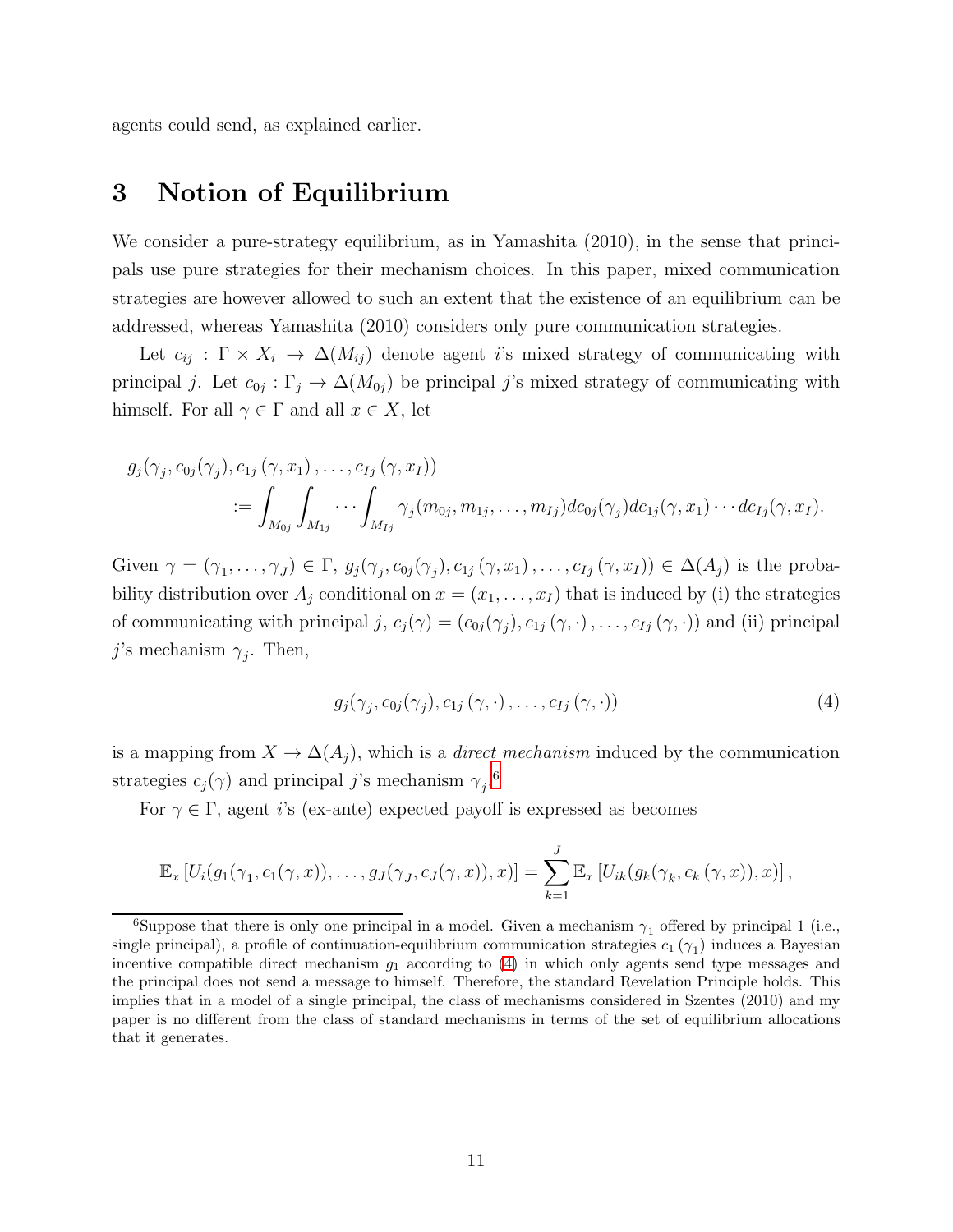agents could send, as explained earlier.

# 3 Notion of Equilibrium

We consider a pure-strategy equilibrium, as in Yamashita (2010), in the sense that principals use pure strategies for their mechanism choices. In this paper, mixed communication strategies are however allowed to such an extent that the existence of an equilibrium can be addressed, whereas Yamashita (2010) considers only pure communication strategies.

Let $c_{ij} : \Gamma \times X_i \to \Delta(M_{ij})$ denote agent $i$'s mixed strategy of communicating with principal $j$. Let $c_{0j} : \Gamma_j \to \Delta(M_{0j})$ be principal $j$'s mixed strategy of communicating with himself. For all $\gamma \in \Gamma$ and all $x \in X$, let

$$
\begin{aligned}
g_j(\gamma_j, c_{0j}(\gamma_j), c_{1j}(\gamma, x_1), \ldots, c_{Ij}(\gamma, x_I)) \\
:= \int_{M_{0j}} \int_{M_{1j}} \cdots \int_{M_{Ij}} \gamma_j(m_{0j}, m_{1j}, \ldots, m_{Ij}) dc_{0j}(\gamma_j) dc_{1j}(\gamma, x_1) \cdots dc_{Ij}(\gamma, x_I).
\end{aligned}
$$

Given $\gamma = (\gamma_1, \ldots, \gamma_J) \in \Gamma$, $g_j(\gamma_j, c_{0j}(\gamma_j), c_{1j}(\gamma, x_1), \ldots, c_{Ij}(\gamma, x_I)) \in \Delta(A_j)$ is the probability distribution over $A_j$ conditional on $x = (x_1, \ldots, x_I)$ that is induced by (i) the strategies of communicating with principal $j$, $c_j(\gamma) = (c_{0j}(\gamma_j), c_{1j}(\gamma, \cdot), \ldots, c_{Ij}(\gamma, \cdot))$ and (ii) principal $j$'s mechanism $\gamma_j$. Then,

$$
g_j(\gamma_j, c_{0j}(\gamma_j), c_{1j}(\gamma, \cdot), \ldots, c_{Ij}(\gamma, \cdot)) \tag{4}
$$

is a mapping from $X \to \Delta(A_j)$, which is a *direct mechanism* induced by the communication strategies $c_j(\gamma)$ and principal $j$'s mechanism $\gamma_j$.[6]

For $\gamma \in \Gamma$, agent $i$'s (ex-ante) expected payoff is expressed as becomes

$$
\mathbb{E}_x \left[ U_i(g_1(\gamma_1, c_1(\gamma, x)), \ldots, g_J(\gamma_J, c_J(\gamma, x)), x) \right] = \sum_{k=1}^{J} \mathbb{E}_x \left[ U_{ik}(g_k(\gamma_k, c_k(\gamma, x)), x) \right],
$$

[6]Suppose that there is only one principal in a model. Given a mechanism $\gamma_1$ offered by principal 1 (i.e., single principal), a profile of continuation-equilibrium communication strategies $c_1(\gamma_1)$ induces a Bayesian incentive compatible direct mechanism $g_1$ according to (4) in which only agents send type messages and the principal does not send a message to himself. Therefore, the standard Revelation Principle holds. This implies that in a model of a single principal, the class of mechanisms considered in Szentes (2010) and my paper is no different from the class of standard mechanisms in terms of the set of equilibrium allocations that it generates.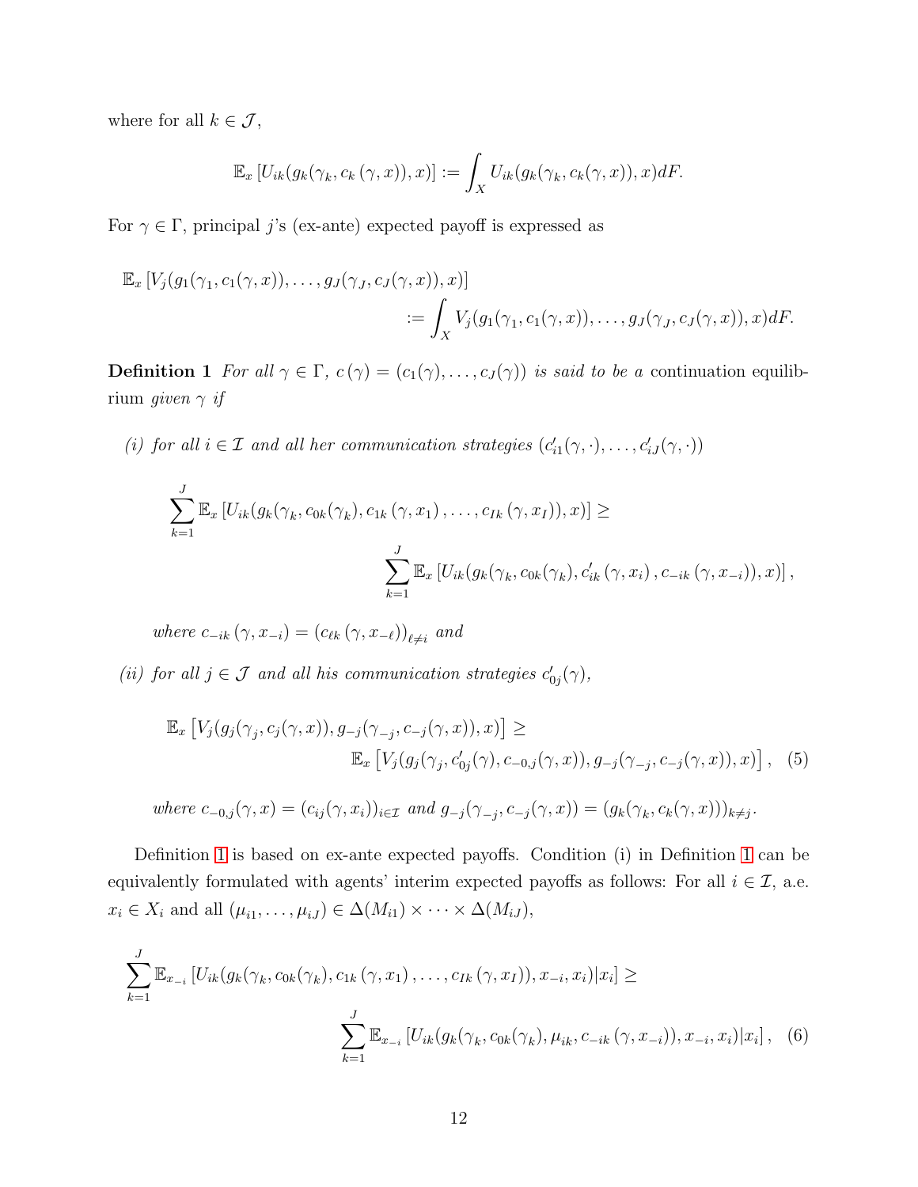where for all $k \in \mathcal{J}$,

$$\mathbb{E}_x \left[U_{ik}(g_k(\gamma_k, c_k(\gamma, x)), x)\right] := \int_X U_{ik}(g_k(\gamma_k, c_k(\gamma, x)), x)dF.$$

For $\gamma \in \Gamma$, principal $j$'s (ex-ante) expected payoff is expressed as

$$\mathbb{E}_x \left[V_j(g_1(\gamma_1, c_1(\gamma, x)), \ldots, g_J(\gamma_J, c_J(\gamma, x)), x)\right] \\ := \int_X V_j(g_1(\gamma_1, c_1(\gamma, x)), \ldots, g_J(\gamma_J, c_J(\gamma, x)), x)dF.$$

**Definition 1** *For all $\gamma \in \Gamma$, $c(\gamma) = (c_1(\gamma), \ldots, c_J(\gamma))$ is said to be a* continuation equilibrium *given $\gamma$ if*

*(i) for all $i \in \mathcal{I}$ and all her communication strategies $(c'_{i1}(\gamma, \cdot), \ldots, c'_{iJ}(\gamma, \cdot))$*

$$\sum_{k=1}^{J} \mathbb{E}_x \left[U_{ik}(g_k(\gamma_k, c_{0k}(\gamma_k), c_{1k}(\gamma, x_1), \ldots, c_{Ik}(\gamma, x_I)), x)\right] \geq \\ \sum_{k=1}^{J} \mathbb{E}_x \left[U_{ik}(g_k(\gamma_k, c_{0k}(\gamma_k), c'_{ik}(\gamma, x_i), c_{-ik}(\gamma, x_{-i})), x)\right],$$

*where $c_{-ik}(\gamma, x_{-i}) = (c_{\ell k}(\gamma, x_{-\ell}))_{\ell \neq i}$ and*

*(ii) for all $j \in \mathcal{J}$ and all his communication strategies $c'_{0j}(\gamma)$,*

$$\mathbb{E}_x \left[V_j(g_j(\gamma_j, c_j(\gamma, x)), g_{-j}(\gamma_{-j}, c_{-j}(\gamma, x)), x)\right] \geq \\ \mathbb{E}_x \left[V_j(g_j(\gamma_j, c'_{0j}(\gamma), c_{-0,j}(\gamma, x)), g_{-j}(\gamma_{-j}, c_{-j}(\gamma, x)), x)\right], \quad (5)$$

*where $c_{-0,j}(\gamma, x) = (c_{ij}(\gamma, x_i))_{i \in \mathcal{I}}$ and $g_{-j}(\gamma_{-j}, c_{-j}(\gamma, x)) = (g_k(\gamma_k, c_k(\gamma, x)))_{k \neq j}$.*

Definition 1 is based on ex-ante expected payoffs. Condition (i) in Definition 1 can be equivalently formulated with agents' interim expected payoffs as follows: For all $i \in \mathcal{I}$, a.e. $x_i \in X_i$ and all $(\mu_{i1}, \ldots, \mu_{iJ}) \in \Delta(M_{i1}) \times \cdots \times \Delta(M_{iJ})$,

$$\sum_{k=1}^{J} \mathbb{E}_{x_{-i}} \left[U_{ik}(g_k(\gamma_k, c_{0k}(\gamma_k), c_{1k}(\gamma, x_1), \ldots, c_{Ik}(\gamma, x_I)), x_{-i}, x_i)|x_i\right] \geq \\ \sum_{k=1}^{J} \mathbb{E}_{x_{-i}} \left[U_{ik}(g_k(\gamma_k, c_{0k}(\gamma_k), \mu_{ik}, c_{-ik}(\gamma, x_{-i})), x_{-i}, x_i)|x_i\right], \quad (6)$$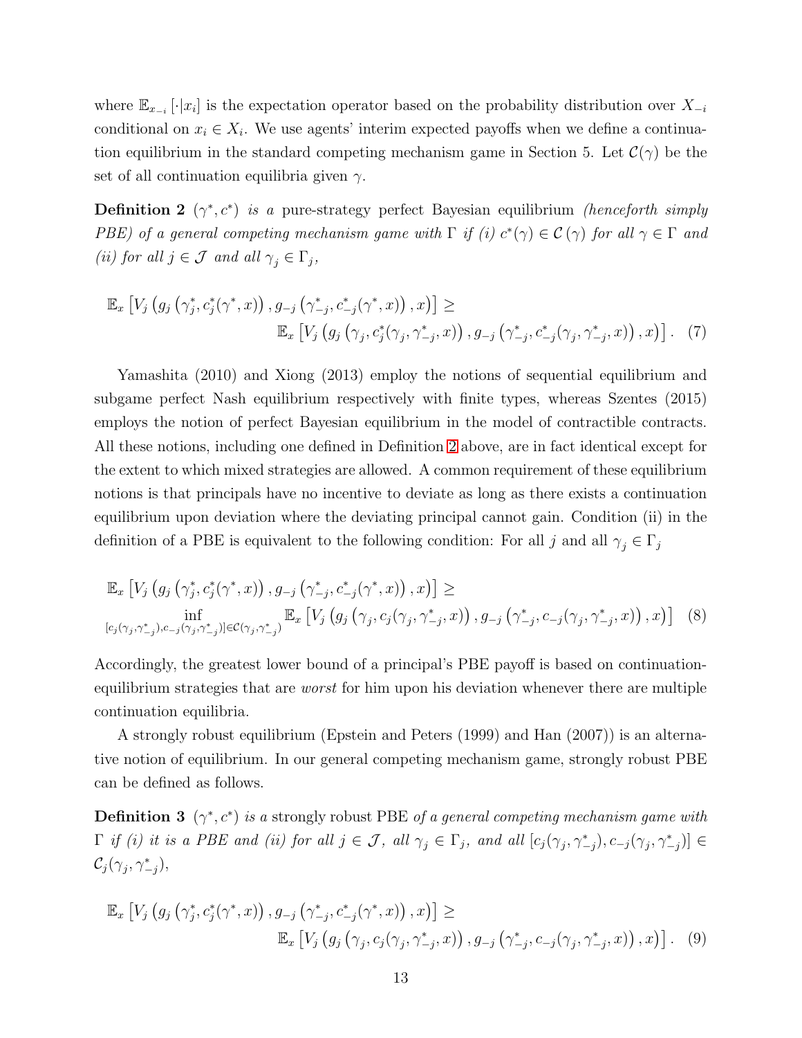where $\mathbb{E}_{x_{-i}}[\cdot|x_i]$ is the expectation operator based on the probability distribution over $X_{-i}$ conditional on $x_i \in X_i$. We use agents' interim expected payoffs when we define a continuation equilibrium in the standard competing mechanism game in Section 5. Let $\mathcal{C}(\gamma)$ be the set of all continuation equilibria given $\gamma$.

**Definition 2** $(\gamma^*, c^*)$ *is a* pure-strategy perfect Bayesian equilibrium *(henceforth simply PBE) of a general competing mechanism game with* $\Gamma$ *if (i)* $c^*(\gamma) \in \mathcal{C}(\gamma)$ *for all* $\gamma \in \Gamma$ *and (ii) for all* $j \in \mathcal{J}$ *and all* $\gamma_j \in \Gamma_j$,

$$\mathbb{E}_x\left[V_j\left(g_j\left(\gamma_j^*, c_j^*(\gamma^*, x)\right), g_{-j}\left(\gamma_{-j}^*, c_{-j}^*(\gamma^*, x)\right), x\right)\right] \geq \mathbb{E}_x\left[V_j\left(g_j\left(\gamma_j, c_j^*(\gamma_j, \gamma_{-j}^*, x)\right), g_{-j}\left(\gamma_{-j}^*, c_{-j}^*(\gamma_j, \gamma_{-j}^*, x)\right), x\right)\right]. \quad (7)$$

Yamashita (2010) and Xiong (2013) employ the notions of sequential equilibrium and subgame perfect Nash equilibrium respectively with finite types, whereas Szentes (2015) employs the notion of perfect Bayesian equilibrium in the model of contractible contracts. All these notions, including one defined in Definition 2 above, are in fact identical except for the extent to which mixed strategies are allowed. A common requirement of these equilibrium notions is that principals have no incentive to deviate as long as there exists a continuation equilibrium upon deviation where the deviating principal cannot gain. Condition (ii) in the definition of a PBE is equivalent to the following condition: For all $j$ and all $\gamma_j \in \Gamma_j$

$$\mathbb{E}_x\left[V_j\left(g_j\left(\gamma_j^*, c_j^*(\gamma^*, x)\right), g_{-j}\left(\gamma_{-j}^*, c_{-j}^*(\gamma^*, x)\right), x\right)\right] \geq \inf_{[c_j(\gamma_j, \gamma_{-j}^*), c_{-j}(\gamma_j, \gamma_{-j}^*)] \in \mathcal{C}(\gamma_j, \gamma_{-j}^*)} \mathbb{E}_x\left[V_j\left(g_j\left(\gamma_j, c_j(\gamma_j, \gamma_{-j}^*, x)\right), g_{-j}\left(\gamma_{-j}^*, c_{-j}(\gamma_j, \gamma_{-j}^*, x)\right), x\right)\right] \quad (8)$$

Accordingly, the greatest lower bound of a principal's PBE payoff is based on continuation-equilibrium strategies that are *worst* for him upon his deviation whenever there are multiple continuation equilibria.

A strongly robust equilibrium (Epstein and Peters (1999) and Han (2007)) is an alternative notion of equilibrium. In our general competing mechanism game, strongly robust PBE can be defined as follows.

**Definition 3** $(\gamma^*, c^*)$ *is a* strongly robust PBE *of a general competing mechanism game with* $\Gamma$ *if (i) it is a PBE and (ii) for all* $j \in \mathcal{J}$*, all* $\gamma_j \in \Gamma_j$*, and all* $[c_j(\gamma_j, \gamma_{-j}^*), c_{-j}(\gamma_j, \gamma_{-j}^*)] \in \mathcal{C}_j(\gamma_j, \gamma_{-j}^*)$,

$$\mathbb{E}_x\left[V_j\left(g_j\left(\gamma_j^*, c_j^*(\gamma^*, x)\right), g_{-j}\left(\gamma_{-j}^*, c_{-j}^*(\gamma^*, x)\right), x\right)\right] \geq \mathbb{E}_x\left[V_j\left(g_j\left(\gamma_j, c_j(\gamma_j, \gamma_{-j}^*, x)\right), g_{-j}\left(\gamma_{-j}^*, c_{-j}(\gamma_j, \gamma_{-j}^*, x)\right), x\right)\right]. \quad (9)$$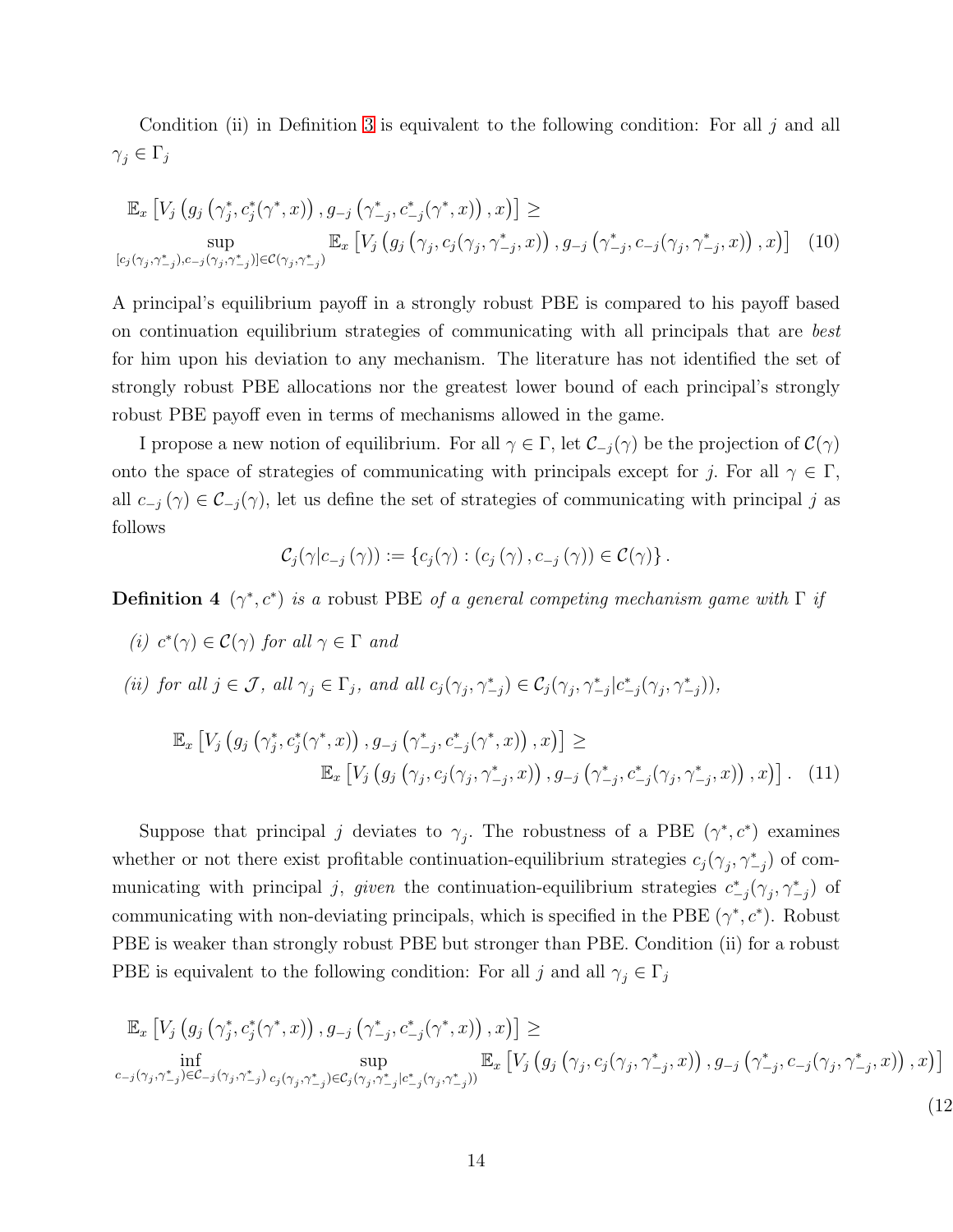Condition (ii) in Definition 3 is equivalent to the following condition: For all $j$ and all $\gamma_j \in \Gamma_j$

$$\mathbb{E}_x \left[ V_j \left( g_j \left( \gamma_j^*, c_j^*(\gamma^*, x) \right), g_{-j} \left( \gamma_{-j}^*, c_{-j}^*(\gamma^*, x) \right), x \right) \right] \geq \sup_{[c_j(\gamma_j, \gamma_{-j}^*), c_{-j}(\gamma_j, \gamma_{-j}^*)] \in \mathcal{C}(\gamma_j, \gamma_{-j}^*)} \mathbb{E}_x \left[ V_j \left( g_j \left( \gamma_j, c_j(\gamma_j, \gamma_{-j}^*, x) \right), g_{-j} \left( \gamma_{-j}^*, c_{-j}(\gamma_j, \gamma_{-j}^*, x) \right), x \right) \right] \quad (10)$$

A principal's equilibrium payoff in a strongly robust PBE is compared to his payoff based on continuation equilibrium strategies of communicating with all principals that are *best* for him upon his deviation to any mechanism. The literature has not identified the set of strongly robust PBE allocations nor the greatest lower bound of each principal's strongly robust PBE payoff even in terms of mechanisms allowed in the game.

I propose a new notion of equilibrium. For all $\gamma \in \Gamma$, let $\mathcal{C}_{-j}(\gamma)$ be the projection of $\mathcal{C}(\gamma)$ onto the space of strategies of communicating with principals except for $j$. For all $\gamma \in \Gamma$, all $c_{-j}(\gamma) \in \mathcal{C}_{-j}(\gamma)$, let us define the set of strategies of communicating with principal $j$ as follows

$$\mathcal{C}_j(\gamma | c_{-j}(\gamma)) := \{ c_j(\gamma) : (c_j(\gamma), c_{-j}(\gamma)) \in \mathcal{C}(\gamma) \}.$$

**Definition 4** *$(\gamma^*, c^*)$ is a* robust PBE *of a general competing mechanism game with $\Gamma$ if*

*(i) $c^*(\gamma) \in \mathcal{C}(\gamma)$ for all $\gamma \in \Gamma$ and*

*(ii) for all $j \in \mathcal{J}$, all $\gamma_j \in \Gamma_j$, and all $c_j(\gamma_j, \gamma_{-j}^*) \in \mathcal{C}_j(\gamma_j, \gamma_{-j}^* | c_{-j}^*(\gamma_j, \gamma_{-j}^*))$,*

$$\mathbb{E}_x \left[ V_j \left( g_j \left( \gamma_j^*, c_j^*(\gamma^*, x) \right), g_{-j} \left( \gamma_{-j}^*, c_{-j}^*(\gamma^*, x) \right), x \right) \right] \geq \mathbb{E}_x \left[ V_j \left( g_j \left( \gamma_j, c_j(\gamma_j, \gamma_{-j}^*, x) \right), g_{-j} \left( \gamma_{-j}^*, c_{-j}^*(\gamma_j, \gamma_{-j}^*, x) \right), x \right) \right]. \quad (11)$$

Suppose that principal $j$ deviates to $\gamma_j$. The robustness of a PBE $(\gamma^*, c^*)$ examines whether or not there exist profitable continuation-equilibrium strategies $c_j(\gamma_j, \gamma_{-j}^*)$ of communicating with principal $j$, *given* the continuation-equilibrium strategies $c_{-j}^*(\gamma_j, \gamma_{-j}^*)$ of communicating with non-deviating principals, which is specified in the PBE $(\gamma^*, c^*)$. Robust PBE is weaker than strongly robust PBE but stronger than PBE. Condition (ii) for a robust PBE is equivalent to the following condition: For all $j$ and all $\gamma_j \in \Gamma_j$

$$\mathbb{E}_x \left[ V_j \left( g_j \left( \gamma_j^*, c_j^*(\gamma^*, x) \right), g_{-j} \left( \gamma_{-j}^*, c_{-j}^*(\gamma^*, x) \right), x \right) \right] \geq \inf_{c_{-j}(\gamma_j, \gamma_{-j}^*) \in \mathcal{C}_{-j}(\gamma_j, \gamma_{-j}^*)} \sup_{c_j(\gamma_j, \gamma_{-j}^*) \in \mathcal{C}_j(\gamma_j, \gamma_{-j}^* | c_{-j}^*(\gamma_j, \gamma_{-j}^*))} \mathbb{E}_x \left[ V_j \left( g_j \left( \gamma_j, c_j(\gamma_j, \gamma_{-j}^*, x) \right), g_{-j} \left( \gamma_{-j}^*, c_{-j}(\gamma_j, \gamma_{-j}^*, x) \right), x \right) \right] \quad (12)$$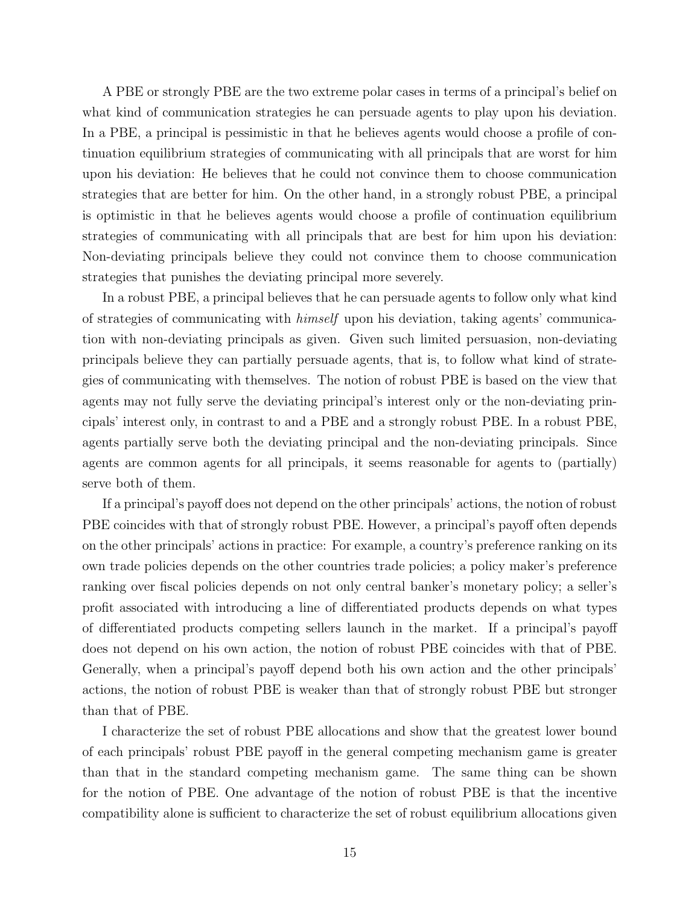A PBE or strongly PBE are the two extreme polar cases in terms of a principal's belief on what kind of communication strategies he can persuade agents to play upon his deviation. In a PBE, a principal is pessimistic in that he believes agents would choose a profile of continuation equilibrium strategies of communicating with all principals that are worst for him upon his deviation: He believes that he could not convince them to choose communication strategies that are better for him. On the other hand, in a strongly robust PBE, a principal is optimistic in that he believes agents would choose a profile of continuation equilibrium strategies of communicating with all principals that are best for him upon his deviation: Non-deviating principals believe they could not convince them to choose communication strategies that punishes the deviating principal more severely.

In a robust PBE, a principal believes that he can persuade agents to follow only what kind of strategies of communicating with *himself* upon his deviation, taking agents' communication with non-deviating principals as given. Given such limited persuasion, non-deviating principals believe they can partially persuade agents, that is, to follow what kind of strategies of communicating with themselves. The notion of robust PBE is based on the view that agents may not fully serve the deviating principal's interest only or the non-deviating principals' interest only, in contrast to and a PBE and a strongly robust PBE. In a robust PBE, agents partially serve both the deviating principal and the non-deviating principals. Since agents are common agents for all principals, it seems reasonable for agents to (partially) serve both of them.

If a principal's payoff does not depend on the other principals' actions, the notion of robust PBE coincides with that of strongly robust PBE. However, a principal's payoff often depends on the other principals' actions in practice: For example, a country's preference ranking on its own trade policies depends on the other countries trade policies; a policy maker's preference ranking over fiscal policies depends on not only central banker's monetary policy; a seller's profit associated with introducing a line of differentiated products depends on what types of differentiated products competing sellers launch in the market. If a principal's payoff does not depend on his own action, the notion of robust PBE coincides with that of PBE. Generally, when a principal's payoff depend both his own action and the other principals' actions, the notion of robust PBE is weaker than that of strongly robust PBE but stronger than that of PBE.

I characterize the set of robust PBE allocations and show that the greatest lower bound of each principals' robust PBE payoff in the general competing mechanism game is greater than that in the standard competing mechanism game. The same thing can be shown for the notion of PBE. One advantage of the notion of robust PBE is that the incentive compatibility alone is sufficient to characterize the set of robust equilibrium allocations given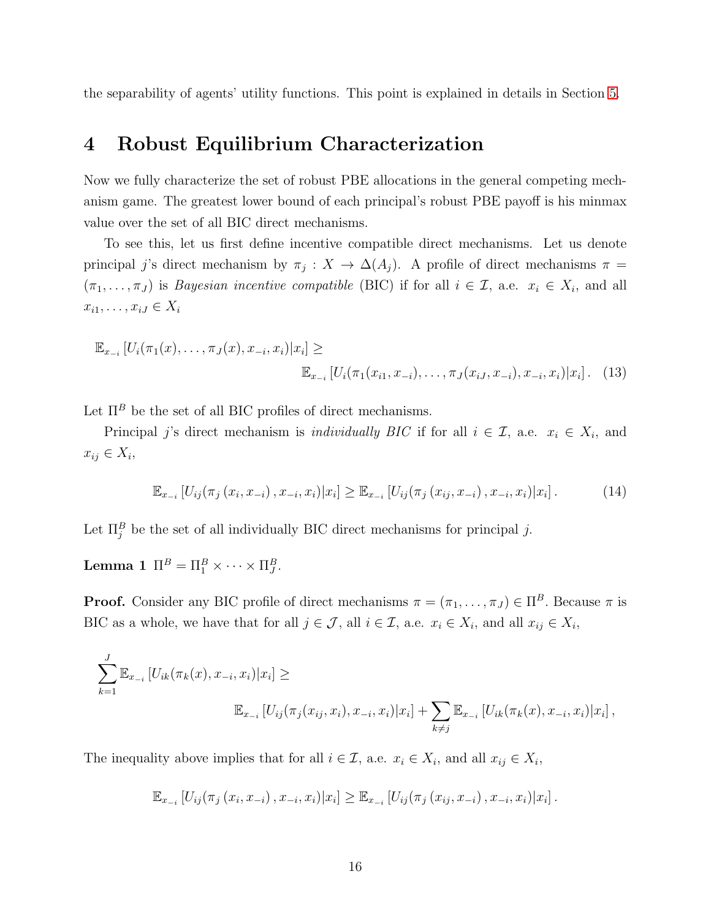the separability of agents' utility functions. This point is explained in details in Section 5.

# 4 Robust Equilibrium Characterization

Now we fully characterize the set of robust PBE allocations in the general competing mechanism game. The greatest lower bound of each principal's robust PBE payoff is his minmax value over the set of all BIC direct mechanisms.

To see this, let us first define incentive compatible direct mechanisms. Let us denote principal $j$'s direct mechanism by $\pi_j : X \to \Delta(A_j)$. A profile of direct mechanisms $\pi = (\pi_1, \ldots, \pi_J)$ is *Bayesian incentive compatible* (BIC) if for all $i \in \mathcal{I}$, a.e. $x_i \in X_i$, and all $x_{i1}, \ldots, x_{iJ} \in X_i$

$$\mathbb{E}_{x_{-i}}\left[U_i(\pi_1(x), \ldots, \pi_J(x), x_{-i}, x_i)|x_i\right] \geq \mathbb{E}_{x_{-i}}\left[U_i(\pi_1(x_{i1}, x_{-i}), \ldots, \pi_J(x_{iJ}, x_{-i}), x_{-i}, x_i)|x_i\right]. \quad (13)$$

Let $\Pi^B$ be the set of all BIC profiles of direct mechanisms.

Principal $j$'s direct mechanism is *individually BIC* if for all $i \in \mathcal{I}$, a.e. $x_i \in X_i$, and $x_{ij} \in X_i$,

$$\mathbb{E}_{x_{-i}}\left[U_{ij}(\pi_j\left(x_i, x_{-i}\right), x_{-i}, x_i)|x_i\right] \geq \mathbb{E}_{x_{-i}}\left[U_{ij}(\pi_j\left(x_{ij}, x_{-i}\right), x_{-i}, x_i)|x_i\right]. \quad (14)$$

Let $\Pi_j^B$ be the set of all individually BIC direct mechanisms for principal $j$.

**Lemma 1** $\Pi^B = \Pi_1^B \times \cdots \times \Pi_J^B$.

**Proof.** Consider any BIC profile of direct mechanisms $\pi = (\pi_1, \ldots, \pi_J) \in \Pi^B$. Because $\pi$ is BIC as a whole, we have that for all $j \in \mathcal{J}$, all $i \in \mathcal{I}$, a.e. $x_i \in X_i$, and all $x_{ij} \in X_i$,

$$\sum_{k=1}^{J} \mathbb{E}_{x_{-i}}\left[U_{ik}(\pi_k(x), x_{-i}, x_i)|x_i\right] \geq \mathbb{E}_{x_{-i}}\left[U_{ij}(\pi_j(x_{ij}, x_i), x_{-i}, x_i)|x_i\right] + \sum_{k \neq j} \mathbb{E}_{x_{-i}}\left[U_{ik}(\pi_k(x), x_{-i}, x_i)|x_i\right],$$

The inequality above implies that for all $i \in \mathcal{I}$, a.e. $x_i \in X_i$, and all $x_{ij} \in X_i$,

$$\mathbb{E}_{x_{-i}}\left[U_{ij}(\pi_j\left(x_i, x_{-i}\right), x_{-i}, x_i)|x_i\right] \geq \mathbb{E}_{x_{-i}}\left[U_{ij}(\pi_j\left(x_{ij}, x_{-i}\right), x_{-i}, x_i)|x_i\right].$$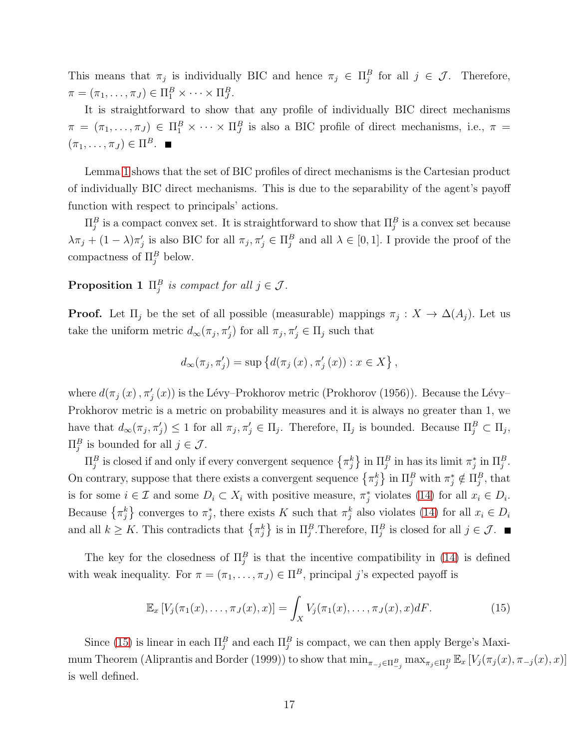This means that $\pi_j$ is individually BIC and hence $\pi_j \in \Pi_j^B$ for all $j \in \mathcal{J}$. Therefore, $\pi = (\pi_1, \ldots, \pi_J) \in \Pi_1^B \times \cdots \times \Pi_J^B$.

It is straightforward to show that any profile of individually BIC direct mechanisms $\pi = (\pi_1, \ldots, \pi_J) \in \Pi_1^B \times \cdots \times \Pi_J^B$ is also a BIC profile of direct mechanisms, i.e., $\pi = (\pi_1, \ldots, \pi_J) \in \Pi^B$. ■

Lemma 1 shows that the set of BIC profiles of direct mechanisms is the Cartesian product of individually BIC direct mechanisms. This is due to the separability of the agent's payoff function with respect to principals' actions.

$\Pi_j^B$ is a compact convex set. It is straightforward to show that $\Pi_j^B$ is a convex set because $\lambda \pi_j + (1-\lambda)\pi_j'$ is also BIC for all $\pi_j, \pi_j' \in \Pi_j^B$ and all $\lambda \in [0,1]$. I provide the proof of the compactness of $\Pi_j^B$ below.

**Proposition 1** *$\Pi_j^B$ is compact for all $j \in \mathcal{J}$.*

**Proof.** Let $\Pi_j$ be the set of all possible (measurable) mappings $\pi_j : X \to \Delta(A_j)$. Let us take the uniform metric $d_\infty(\pi_j, \pi_j')$ for all $\pi_j, \pi_j' \in \Pi_j$ such that

$$d_\infty(\pi_j, \pi_j') = \sup \left\{ d(\pi_j(x), \pi_j'(x)) : x \in X \right\},$$

where $d(\pi_j(x), \pi_j'(x))$ is the Lévy–Prokhorov metric (Prokhorov (1956)). Because the Lévy–Prokhorov metric is a metric on probability measures and it is always no greater than 1, we have that $d_\infty(\pi_j, \pi_j') \le 1$ for all $\pi_j, \pi_j' \in \Pi_j$. Therefore, $\Pi_j$ is bounded. Because $\Pi_j^B \subset \Pi_j$, $\Pi_j^B$ is bounded for all $j \in \mathcal{J}$.

$\Pi_j^B$ is closed if and only if every convergent sequence $\{\pi_j^k\}$ in $\Pi_j^B$ in has its limit $\pi_j^*$ in $\Pi_j^B$. On contrary, suppose that there exists a convergent sequence $\{\pi_j^k\}$ in $\Pi_j^B$ with $\pi_j^* \notin \Pi_j^B$, that is for some $i \in \mathcal{I}$ and some $D_i \subset X_i$ with positive measure, $\pi_j^*$ violates (14) for all $x_i \in D_i$. Because $\{\pi_j^k\}$ converges to $\pi_j^*$, there exists $K$ such that $\pi_j^k$ also violates (14) for all $x_i \in D_i$ and all $k \ge K$. This contradicts that $\{\pi_j^k\}$ is in $\Pi_j^B$.Therefore, $\Pi_j^B$ is closed for all $j \in \mathcal{J}$. ■

The key for the closedness of $\Pi_j^B$ is that the incentive compatibility in (14) is defined with weak inequality. For $\pi = (\pi_1, \ldots, \pi_J) \in \Pi^B$, principal $j$'s expected payoff is

$$\mathbb{E}_x \left[ V_j(\pi_1(x), \ldots, \pi_J(x), x) \right] = \int_X V_j(\pi_1(x), \ldots, \pi_J(x), x) dF. \tag{15}$$

Since (15) is linear in each $\Pi_j^B$ and each $\Pi_j^B$ is compact, we can then apply Berge's Maximum Theorem (Aliprantis and Border (1999)) to show that $\min_{\pi_{-j} \in \Pi_{-j}^B} \max_{\pi_j \in \Pi_j^B} \mathbb{E}_x \left[ V_j(\pi_j(x), \pi_{-j}(x), x) \right]$ is well defined.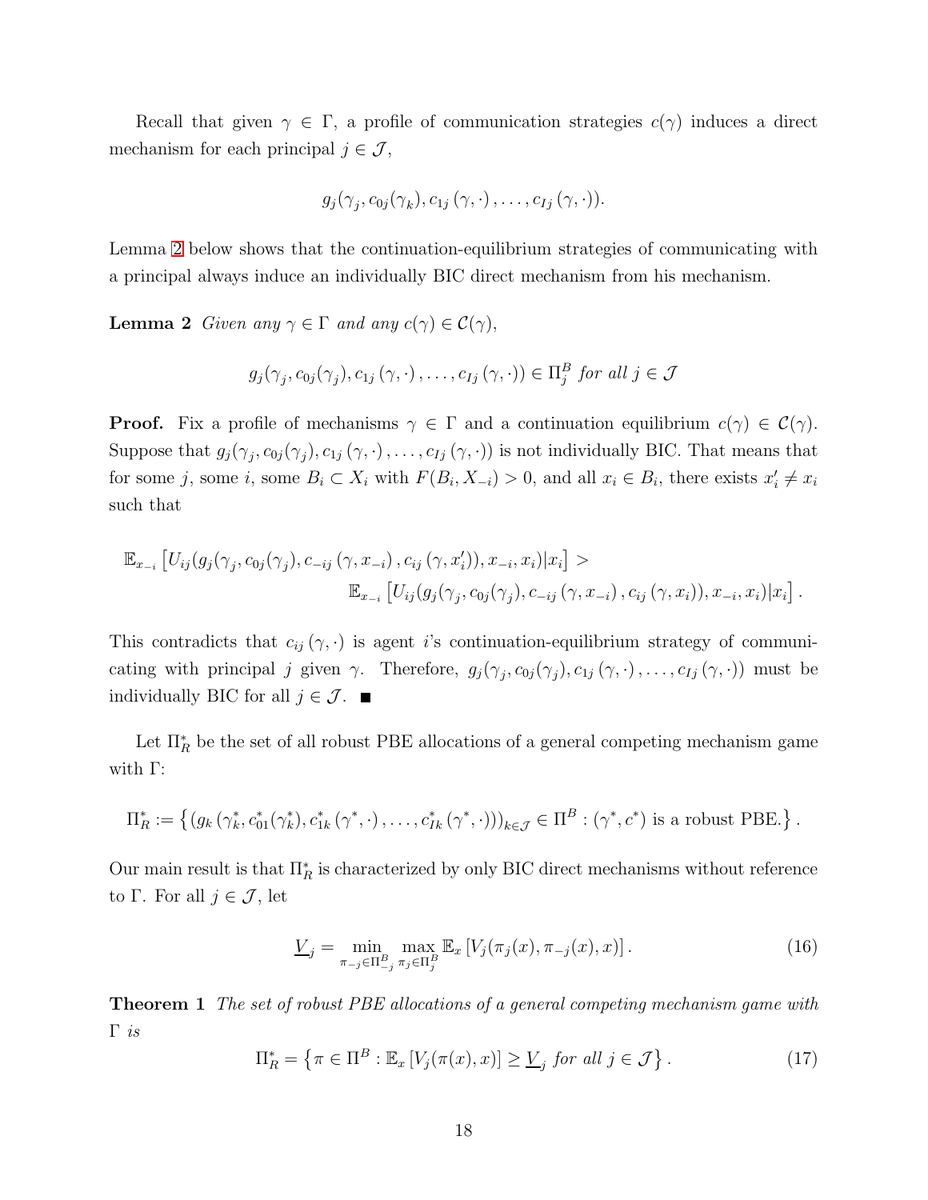Recall that given $\gamma \in \Gamma$, a profile of communication strategies $c(\gamma)$ induces a direct mechanism for each principal $j \in \mathcal{J}$,

$$g_j(\gamma_j, c_{0j}(\gamma_k), c_{1j}(\gamma, \cdot), \ldots, c_{Ij}(\gamma, \cdot)).$$

Lemma 2 below shows that the continuation-equilibrium strategies of communicating with a principal always induce an individually BIC direct mechanism from his mechanism.

**Lemma 2** *Given any $\gamma \in \Gamma$ and any $c(\gamma) \in \mathcal{C}(\gamma)$,*

$$g_j(\gamma_j, c_{0j}(\gamma_j), c_{1j}(\gamma, \cdot), \ldots, c_{Ij}(\gamma, \cdot)) \in \Pi_j^B \text{ for all } j \in \mathcal{J}$$

**Proof.** Fix a profile of mechanisms $\gamma \in \Gamma$ and a continuation equilibrium $c(\gamma) \in \mathcal{C}(\gamma)$. Suppose that $g_j(\gamma_j, c_{0j}(\gamma_j), c_{1j}(\gamma, \cdot), \ldots, c_{Ij}(\gamma, \cdot))$ is not individually BIC. That means that for some $j$, some $i$, some $B_i \subset X_i$ with $F(B_i, X_{-i}) > 0$, and all $x_i \in B_i$, there exists $x'_i \neq x_i$ such that

$$\mathbb{E}_{x_{-i}}\left[U_{ij}(g_j(\gamma_j, c_{0j}(\gamma_j), c_{-ij}(\gamma, x_{-i}), c_{ij}(\gamma, x'_i)), x_{-i}, x_i)|x_i\right] >$$
$$\mathbb{E}_{x_{-i}}\left[U_{ij}(g_j(\gamma_j, c_{0j}(\gamma_j), c_{-ij}(\gamma, x_{-i}), c_{ij}(\gamma, x_i)), x_{-i}, x_i)|x_i\right].$$

This contradicts that $c_{ij}(\gamma, \cdot)$ is agent $i$'s continuation-equilibrium strategy of communicating with principal $j$ given $\gamma$. Therefore, $g_j(\gamma_j, c_{0j}(\gamma_j), c_{1j}(\gamma, \cdot), \ldots, c_{Ij}(\gamma, \cdot))$ must be individually BIC for all $j \in \mathcal{J}$. ■

Let $\Pi_R^*$ be the set of all robust PBE allocations of a general competing mechanism game with $\Gamma$:

$$\Pi_R^* := \left\{ (g_k(\gamma_k^*, c_{01}^*(\gamma_k^*), c_{1k}^*(\gamma^*, \cdot), \ldots, c_{Ik}^*(\gamma^*, \cdot)))_{k \in \mathcal{J}} \in \Pi^B : (\gamma^*, c^*) \text{ is a robust PBE.} \right\}.$$

Our main result is that $\Pi_R^*$ is characterized by only BIC direct mechanisms without reference to $\Gamma$. For all $j \in \mathcal{J}$, let

$$\underline{V}_j = \min_{\pi_{-j} \in \Pi_{-j}^B} \max_{\pi_j \in \Pi_j^B} \mathbb{E}_x \left[V_j(\pi_j(x), \pi_{-j}(x), x)\right]. \tag{16}$$

**Theorem 1** *The set of robust PBE allocations of a general competing mechanism game with $\Gamma$ is*

$$\Pi_R^* = \left\{ \pi \in \Pi^B : \mathbb{E}_x \left[V_j(\pi(x), x)\right] \geq \underline{V}_j \text{ for all } j \in \mathcal{J} \right\}. \tag{17}$$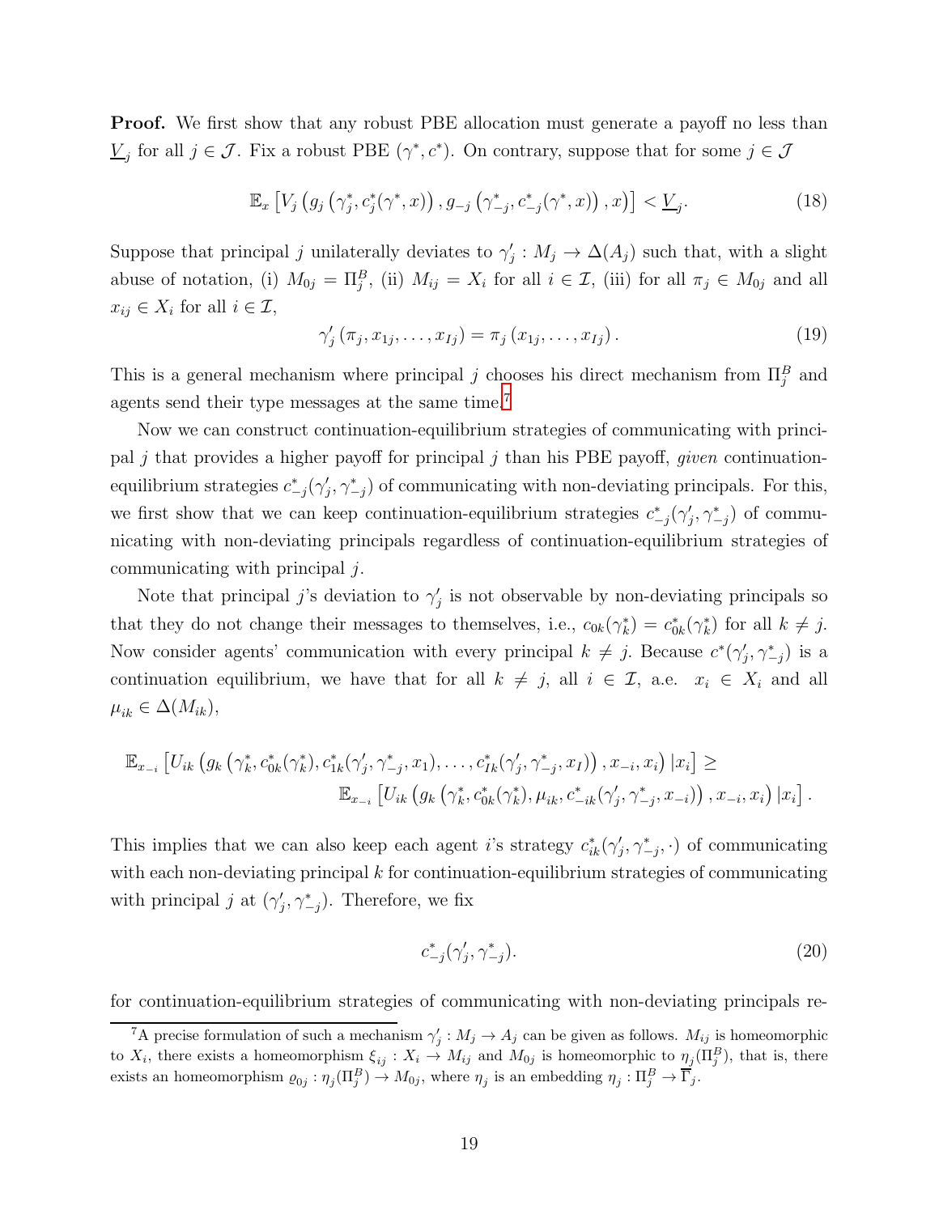**Proof.** We first show that any robust PBE allocation must generate a payoff no less than $\underline{V}_j$ for all $j \in \mathcal{J}$. Fix a robust PBE $(\gamma^*, c^*)$. On contrary, suppose that for some $j \in \mathcal{J}$

$$\mathbb{E}_x \left[ V_j \left( g_j \left( \gamma_j^*, c_j^*(\gamma^*, x) \right), g_{-j} \left( \gamma_{-j}^*, c_{-j}^*(\gamma^*, x) \right), x \right) \right] < \underline{V}_j. \tag{18}$$

Suppose that principal $j$ unilaterally deviates to $\gamma_j' : M_j \to \Delta(A_j)$ such that, with a slight abuse of notation, (i) $M_{0j} = \Pi_j^B$, (ii) $M_{ij} = X_i$ for all $i \in \mathcal{I}$, (iii) for all $\pi_j \in M_{0j}$ and all $x_{ij} \in X_i$ for all $i \in \mathcal{I}$,

$$\gamma_j' \left( \pi_j, x_{1j}, \ldots, x_{Ij} \right) = \pi_j \left( x_{1j}, \ldots, x_{Ij} \right). \tag{19}$$

This is a general mechanism where principal $j$ chooses his direct mechanism from $\Pi_j^B$ and agents send their type messages at the same time.[7]

Now we can construct continuation-equilibrium strategies of communicating with principal $j$ that provides a higher payoff for principal $j$ than his PBE payoff, *given* continuation-equilibrium strategies $c_{-j}^*(\gamma_j', \gamma_{-j}^*)$ of communicating with non-deviating principals. For this, we first show that we can keep continuation-equilibrium strategies $c_{-j}^*(\gamma_j', \gamma_{-j}^*)$ of communicating with non-deviating principals regardless of continuation-equilibrium strategies of communicating with principal $j$.

Note that principal $j$'s deviation to $\gamma_j'$ is not observable by non-deviating principals so that they do not change their messages to themselves, i.e., $c_{0k}(\gamma_k^*) = c_{0k}^*(\gamma_k^*)$ for all $k \neq j$. Now consider agents' communication with every principal $k \neq j$. Because $c^*(\gamma_j', \gamma_{-j}^*)$ is a continuation equilibrium, we have that for all $k \neq j$, all $i \in \mathcal{I}$, a.e. $x_i \in X_i$ and all $\mu_{ik} \in \Delta(M_{ik})$,

$$\begin{aligned} \mathbb{E}_{x_{-i}} &\left[ U_{ik} \left( g_k \left( \gamma_k^*, c_{0k}^*(\gamma_k^*), c_{1k}^*(\gamma_j', \gamma_{-j}^*, x_1), \ldots, c_{Ik}^*(\gamma_j', \gamma_{-j}^*, x_I) \right), x_{-i}, x_i \right) | x_i \right] \geq \\ &\mathbb{E}_{x_{-i}} \left[ U_{ik} \left( g_k \left( \gamma_k^*, c_{0k}^*(\gamma_k^*), \mu_{ik}, c_{-ik}^*(\gamma_j', \gamma_{-j}^*, x_{-i}) \right), x_{-i}, x_i \right) | x_i \right]. \end{aligned}$$

This implies that we can also keep each agent $i$'s strategy $c_{ik}^*(\gamma_j', \gamma_{-j}^*, \cdot)$ of communicating with each non-deviating principal $k$ for continuation-equilibrium strategies of communicating with principal $j$ at $(\gamma_j', \gamma_{-j}^*)$. Therefore, we fix

$$c_{-j}^*(\gamma_j', \gamma_{-j}^*). \tag{20}$$

for continuation-equilibrium strategies of communicating with non-deviating principals re-

---

[7] A precise formulation of such a mechanism $\gamma_j' : M_j \to A_j$ can be given as follows. $M_{ij}$ is homeomorphic to $X_i$, there exists a homeomorphism $\xi_{ij} : X_i \to M_{ij}$ and $M_{0j}$ is homeomorphic to $\eta_j(\Pi_j^B)$, that is, there exists an homeomorphism $\varrho_{0j} : \eta_j(\Pi_j^B) \to M_{0j}$, where $\eta_j$ is an embedding $\eta_j : \Pi_j^B \to \overline{\Gamma}_j$.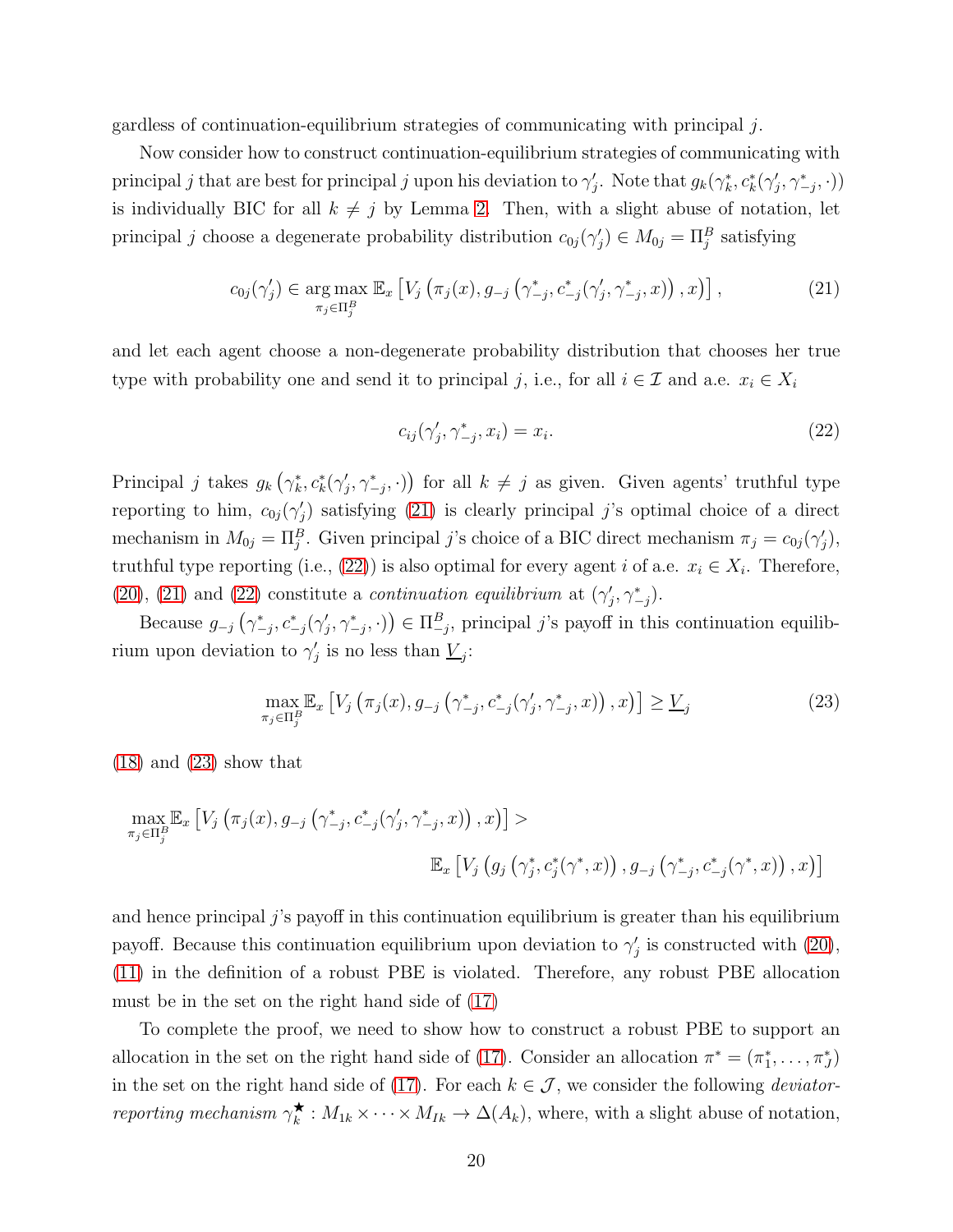gardless of continuation-equilibrium strategies of communicating with principal $j$.

Now consider how to construct continuation-equilibrium strategies of communicating with principal $j$ that are best for principal $j$ upon his deviation to $\gamma'_j$. Note that $g_k(\gamma^*_k, c^*_k(\gamma'_j, \gamma^*_{-j}, \cdot))$ is individually BIC for all $k \neq j$ by Lemma 2. Then, with a slight abuse of notation, let principal $j$ choose a degenerate probability distribution $c_{0j}(\gamma'_j) \in M_{0j} = \Pi^B_j$ satisfying

$$c_{0j}(\gamma'_j) \in \underset{\pi_j \in \Pi^B_j}{\arg\max}\, \mathbb{E}_x \left[ V_j\left(\pi_j(x), g_{-j}\left(\gamma^*_{-j}, c^*_{-j}(\gamma'_j, \gamma^*_{-j}, x)\right), x\right)\right], \tag{21}$$

and let each agent choose a non-degenerate probability distribution that chooses her true type with probability one and send it to principal $j$, i.e., for all $i \in \mathcal{I}$ and a.e. $x_i \in X_i$

$$c_{ij}(\gamma'_j, \gamma^*_{-j}, x_i) = x_i. \tag{22}$$

Principal $j$ takes $g_k\left(\gamma^*_k, c^*_k(\gamma'_j, \gamma^*_{-j}, \cdot)\right)$ for all $k \neq j$ as given. Given agents' truthful type reporting to him, $c_{0j}(\gamma'_j)$ satisfying (21) is clearly principal $j$'s optimal choice of a direct mechanism in $M_{0j} = \Pi^B_j$. Given principal $j$'s choice of a BIC direct mechanism $\pi_j = c_{0j}(\gamma'_j)$, truthful type reporting (i.e., (22)) is also optimal for every agent $i$ of a.e. $x_i \in X_i$. Therefore, (20), (21) and (22) constitute a *continuation equilibrium* at $(\gamma'_j, \gamma^*_{-j})$.

Because $g_{-j}\left(\gamma^*_{-j}, c^*_{-j}(\gamma'_j, \gamma^*_{-j}, \cdot)\right) \in \Pi^B_{-j}$, principal $j$'s payoff in this continuation equilibrium upon deviation to $\gamma'_j$ is no less than $\underline{V}_j$:

$$\max_{\pi_j \in \Pi^B_j} \mathbb{E}_x \left[ V_j\left(\pi_j(x), g_{-j}\left(\gamma^*_{-j}, c^*_{-j}(\gamma'_j, \gamma^*_{-j}, x)\right), x\right)\right] \geq \underline{V}_j \tag{23}$$

(18) and (23) show that

$$\max_{\pi_j \in \Pi^B_j} \mathbb{E}_x \left[ V_j\left(\pi_j(x), g_{-j}\left(\gamma^*_{-j}, c^*_{-j}(\gamma'_j, \gamma^*_{-j}, x)\right), x\right)\right] > \\ \mathbb{E}_x \left[ V_j\left(g_j\left(\gamma^*_j, c^*_j(\gamma^*, x)\right), g_{-j}\left(\gamma^*_{-j}, c^*_{-j}(\gamma^*, x)\right), x\right)\right]$$

and hence principal $j$'s payoff in this continuation equilibrium is greater than his equilibrium payoff. Because this continuation equilibrium upon deviation to $\gamma'_j$ is constructed with (20), (11) in the definition of a robust PBE is violated. Therefore, any robust PBE allocation must be in the set on the right hand side of (17)

To complete the proof, we need to show how to construct a robust PBE to support an allocation in the set on the right hand side of (17). Consider an allocation $\pi^* = (\pi^*_1, \ldots, \pi^*_J)$ in the set on the right hand side of (17). For each $k \in \mathcal{J}$, we consider the following *deviator-reporting mechanism* $\gamma^\bigstar_k : M_{1k} \times \cdots \times M_{Ik} \to \Delta(A_k)$, where, with a slight abuse of notation,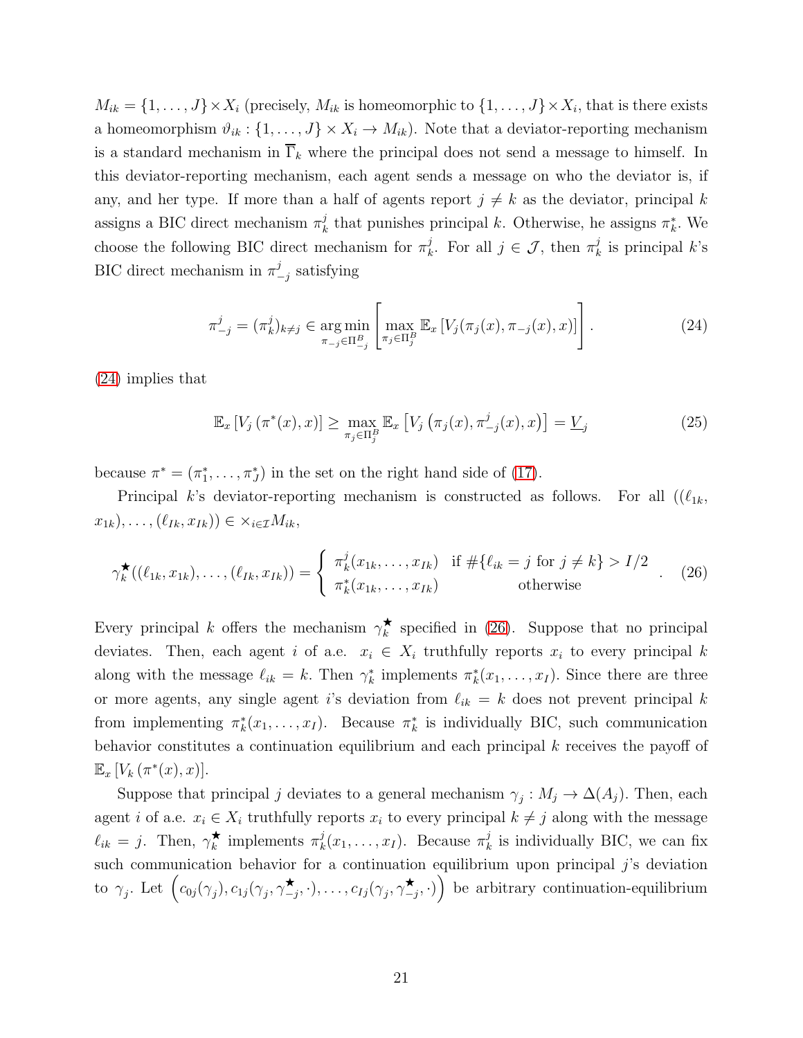$M_{ik} = \{1, \ldots, J\} \times X_i$ (precisely, $M_{ik}$ is homeomorphic to $\{1, \ldots, J\} \times X_i$, that is there exists a homeomorphism $\vartheta_{ik} : \{1, \ldots, J\} \times X_i \to M_{ik}$). Note that a deviator-reporting mechanism is a standard mechanism in $\overline{\Gamma}_k$ where the principal does not send a message to himself. In this deviator-reporting mechanism, each agent sends a message on who the deviator is, if any, and her type. If more than a half of agents report $j \neq k$ as the deviator, principal $k$ assigns a BIC direct mechanism $\pi_k^j$ that punishes principal $k$. Otherwise, he assigns $\pi_k^*$. We choose the following BIC direct mechanism for $\pi_k^j$. For all $j \in \mathcal{J}$, then $\pi_k^j$ is principal $k$'s BIC direct mechanism in $\pi_{-j}^j$ satisfying

$$\pi_{-j}^j = (\pi_k^j)_{k \neq j} \in \arg\min_{\pi_{-j} \in \Pi_{-j}^B} \left[ \max_{\pi_j \in \Pi_j^B} \mathbb{E}_x \left[ V_j(\pi_j(x), \pi_{-j}(x), x) \right] \right]. \tag{24}$$

(24) implies that

$$\mathbb{E}_x \left[ V_j \left( \pi^*(x), x \right) \right] \geq \max_{\pi_j \in \Pi_j^B} \mathbb{E}_x \left[ V_j \left( \pi_j(x), \pi_{-j}^j(x), x \right) \right] = \underline{V}_j \tag{25}$$

because $\pi^* = (\pi_1^*, \ldots, \pi_J^*)$ in the set on the right hand side of (17).

Principal $k$'s deviator-reporting mechanism is constructed as follows. For all $((\ell_{1k}, x_{1k}), \ldots, (\ell_{Ik}, x_{Ik})) \in \times_{i \in \mathcal{I}} M_{ik}$,

$$\gamma_k^{\bigstar}((\ell_{1k}, x_{1k}), \ldots, (\ell_{Ik}, x_{Ik})) = \begin{cases} \pi_k^j(x_{1k}, \ldots, x_{Ik}) & \text{if } \#\{\ell_{ik} = j \text{ for } j \neq k\} > I/2 \\ \pi_k^*(x_{1k}, \ldots, x_{Ik}) & \text{otherwise} \end{cases}. \tag{26}$$

Every principal $k$ offers the mechanism $\gamma_k^{\bigstar}$ specified in (26). Suppose that no principal deviates. Then, each agent $i$ of a.e. $x_i \in X_i$ truthfully reports $x_i$ to every principal $k$ along with the message $\ell_{ik} = k$. Then $\gamma_k^*$ implements $\pi_k^*(x_1, \ldots, x_I)$. Since there are three or more agents, any single agent $i$'s deviation from $\ell_{ik} = k$ does not prevent principal $k$ from implementing $\pi_k^*(x_1, \ldots, x_I)$. Because $\pi_k^*$ is individually BIC, such communication behavior constitutes a continuation equilibrium and each principal $k$ receives the payoff of $\mathbb{E}_x \left[ V_k \left( \pi^*(x), x \right) \right]$.

Suppose that principal $j$ deviates to a general mechanism $\gamma_j : M_j \to \Delta(A_j)$. Then, each agent $i$ of a.e. $x_i \in X_i$ truthfully reports $x_i$ to every principal $k \neq j$ along with the message $\ell_{ik} = j$. Then, $\gamma_k^{\bigstar}$ implements $\pi_k^j(x_1, \ldots, x_I)$. Because $\pi_k^j$ is individually BIC, we can fix such communication behavior for a continuation equilibrium upon principal $j$'s deviation to $\gamma_j$. Let $\left( c_{0j}(\gamma_j), c_{1j}(\gamma_j, \gamma_{-j}^{\bigstar}, \cdot), \ldots, c_{Ij}(\gamma_j, \gamma_{-j}^{\bigstar}, \cdot) \right)$ be arbitrary continuation-equilibrium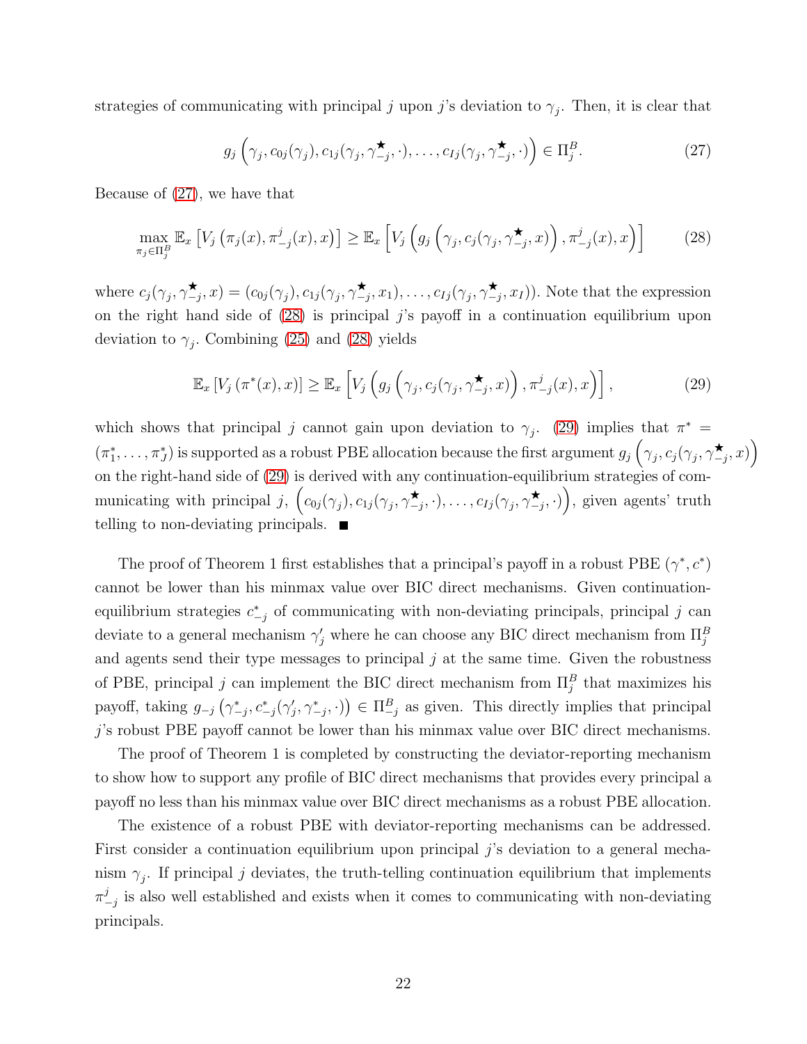strategies of communicating with principal $j$ upon $j$'s deviation to $\gamma_j$. Then, it is clear that

$$g_j\left(\gamma_j, c_{0j}(\gamma_j), c_{1j}(\gamma_j, \gamma^{\star}_{-j}, \cdot), \ldots, c_{Ij}(\gamma_j, \gamma^{\star}_{-j}, \cdot)\right) \in \Pi^B_j. \tag{27}$$

Because of (27), we have that

$$\max_{\pi_j \in \Pi^B_j} \mathbb{E}_x \left[V_j\left(\pi_j(x), \pi^j_{-j}(x), x\right)\right] \geq \mathbb{E}_x\left[V_j\left(g_j\left(\gamma_j, c_j(\gamma_j, \gamma^{\star}_{-j}, x)\right), \pi^j_{-j}(x), x\right)\right] \tag{28}$$

where $c_j(\gamma_j, \gamma^{\star}_{-j}, x) = (c_{0j}(\gamma_j), c_{1j}(\gamma_j, \gamma^{\star}_{-j}, x_1), \ldots, c_{Ij}(\gamma_j, \gamma^{\star}_{-j}, x_I))$. Note that the expression on the right hand side of (28) is principal $j$'s payoff in a continuation equilibrium upon deviation to $\gamma_j$. Combining (25) and (28) yields

$$\mathbb{E}_x\left[V_j\left(\pi^*(x), x\right)\right] \geq \mathbb{E}_x\left[V_j\left(g_j\left(\gamma_j, c_j(\gamma_j, \gamma^{\star}_{-j}, x)\right), \pi^j_{-j}(x), x\right)\right], \tag{29}$$

which shows that principal $j$ cannot gain upon deviation to $\gamma_j$. (29) implies that $\pi^* = (\pi^*_1, \ldots, \pi^*_J)$ is supported as a robust PBE allocation because the first argument $g_j\left(\gamma_j, c_j(\gamma_j, \gamma^{\star}_{-j}, x)\right)$ on the right-hand side of (29) is derived with any continuation-equilibrium strategies of communicating with principal $j$, $\left(c_{0j}(\gamma_j), c_{1j}(\gamma_j, \gamma^{\star}_{-j}, \cdot), \ldots, c_{Ij}(\gamma_j, \gamma^{\star}_{-j}, \cdot)\right)$, given agents' truth telling to non-deviating principals. ■

The proof of Theorem 1 first establishes that a principal's payoff in a robust PBE $(\gamma^*, c^*)$ cannot be lower than his minmax value over BIC direct mechanisms. Given continuation-equilibrium strategies $c^*_{-j}$ of communicating with non-deviating principals, principal $j$ can deviate to a general mechanism $\gamma'_j$ where he can choose any BIC direct mechanism from $\Pi^B_j$ and agents send their type messages to principal $j$ at the same time. Given the robustness of PBE, principal $j$ can implement the BIC direct mechanism from $\Pi^B_j$ that maximizes his payoff, taking $g_{-j}\left(\gamma^*_{-j}, c^*_{-j}(\gamma'_j, \gamma^*_{-j}, \cdot)\right) \in \Pi^B_{-j}$ as given. This directly implies that principal $j$'s robust PBE payoff cannot be lower than his minmax value over BIC direct mechanisms.

The proof of Theorem 1 is completed by constructing the deviator-reporting mechanism to show how to support any profile of BIC direct mechanisms that provides every principal a payoff no less than his minmax value over BIC direct mechanisms as a robust PBE allocation.

The existence of a robust PBE with deviator-reporting mechanisms can be addressed. First consider a continuation equilibrium upon principal $j$'s deviation to a general mechanism $\gamma_j$. If principal $j$ deviates, the truth-telling continuation equilibrium that implements $\pi^j_{-j}$ is also well established and exists when it comes to communicating with non-deviating principals.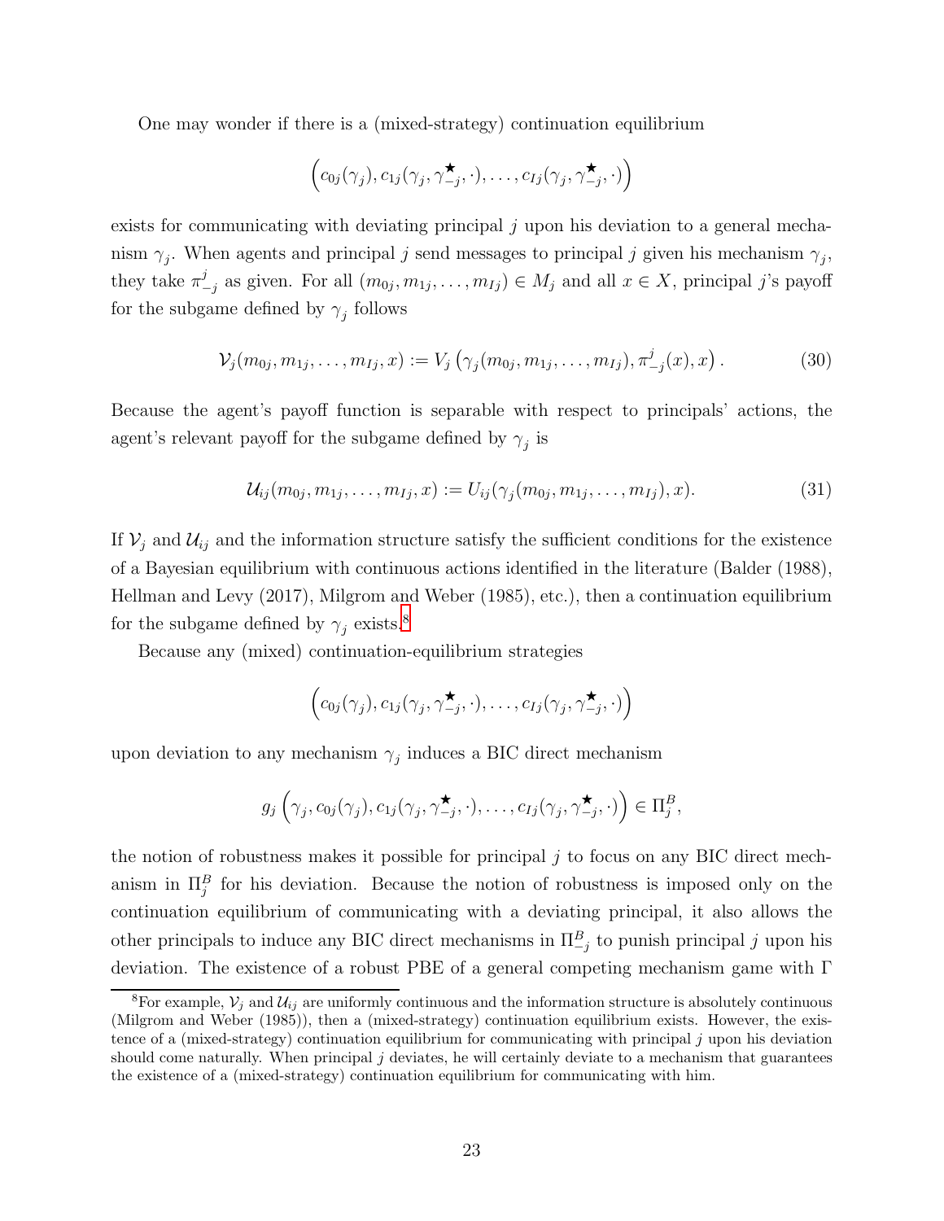One may wonder if there is a (mixed-strategy) continuation equilibrium

$$\left(c_{0j}(\gamma_j), c_{1j}(\gamma_j, \gamma^{\bigstar}_{-j}, \cdot), \ldots, c_{Ij}(\gamma_j, \gamma^{\bigstar}_{-j}, \cdot)\right)$$

exists for communicating with deviating principal $j$ upon his deviation to a general mechanism $\gamma_j$. When agents and principal $j$ send messages to principal $j$ given his mechanism $\gamma_j$, they take $\pi^j_{-j}$ as given. For all $(m_{0j}, m_{1j}, \ldots, m_{Ij}) \in M_j$ and all $x \in X$, principal $j$'s payoff for the subgame defined by $\gamma_j$ follows

$$\mathcal{V}_j(m_{0j}, m_{1j}, \ldots, m_{Ij}, x) := V_j\left(\gamma_j(m_{0j}, m_{1j}, \ldots, m_{Ij}), \pi^j_{-j}(x), x\right). \tag{30}$$

Because the agent's payoff function is separable with respect to principals' actions, the agent's relevant payoff for the subgame defined by $\gamma_j$ is

$$\mathcal{U}_{ij}(m_{0j}, m_{1j}, \ldots, m_{Ij}, x) := U_{ij}(\gamma_j(m_{0j}, m_{1j}, \ldots, m_{Ij}), x). \tag{31}$$

If $\mathcal{V}_j$ and $\mathcal{U}_{ij}$ and the information structure satisfy the sufficient conditions for the existence of a Bayesian equilibrium with continuous actions identified in the literature (Balder (1988), Hellman and Levy (2017), Milgrom and Weber (1985), etc.), then a continuation equilibrium for the subgame defined by $\gamma_j$ exists.[8]

Because any (mixed) continuation-equilibrium strategies

$$\left(c_{0j}(\gamma_j), c_{1j}(\gamma_j, \gamma^{\bigstar}_{-j}, \cdot), \ldots, c_{Ij}(\gamma_j, \gamma^{\bigstar}_{-j}, \cdot)\right)$$

upon deviation to any mechanism $\gamma_j$ induces a BIC direct mechanism

$$g_j\left(\gamma_j, c_{0j}(\gamma_j), c_{1j}(\gamma_j, \gamma^{\bigstar}_{-j}, \cdot), \ldots, c_{Ij}(\gamma_j, \gamma^{\bigstar}_{-j}, \cdot)\right) \in \Pi^B_j,$$

the notion of robustness makes it possible for principal $j$ to focus on any BIC direct mechanism in $\Pi^B_j$ for his deviation. Because the notion of robustness is imposed only on the continuation equilibrium of communicating with a deviating principal, it also allows the other principals to induce any BIC direct mechanisms in $\Pi^B_{-j}$ to punish principal $j$ upon his deviation. The existence of a robust PBE of a general competing mechanism game with $\Gamma$

[8] For example, $\mathcal{V}_j$ and $\mathcal{U}_{ij}$ are uniformly continuous and the information structure is absolutely continuous (Milgrom and Weber (1985)), then a (mixed-strategy) continuation equilibrium exists. However, the existence of a (mixed-strategy) continuation equilibrium for communicating with principal $j$ upon his deviation should come naturally. When principal $j$ deviates, he will certainly deviate to a mechanism that guarantees the existence of a (mixed-strategy) continuation equilibrium for communicating with him.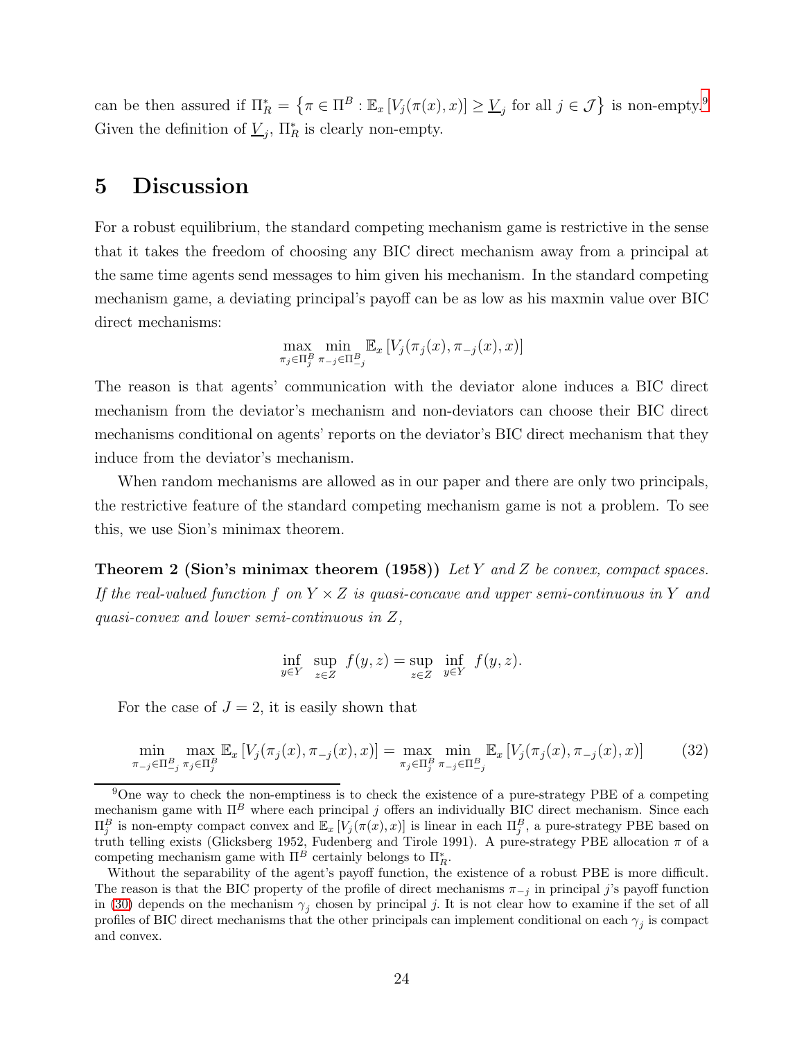can be then assured if $\Pi^*_R = \left\{\pi \in \Pi^B : \mathbb{E}_x\left[V_j(\pi(x), x)\right] \geq \underline{V}_j \text{ for all } j \in \mathcal{J}\right\}$ is non-empty.[9] Given the definition of $\underline{V}_j$, $\Pi^*_R$ is clearly non-empty.

# 5 Discussion

For a robust equilibrium, the standard competing mechanism game is restrictive in the sense that it takes the freedom of choosing any BIC direct mechanism away from a principal at the same time agents send messages to him given his mechanism. In the standard competing mechanism game, a deviating principal's payoff can be as low as his maxmin value over BIC direct mechanisms:

$$\max_{\pi_j \in \Pi^B_j} \min_{\pi_{-j} \in \Pi^B_{-j}} \mathbb{E}_x\left[V_j(\pi_j(x), \pi_{-j}(x), x)\right]$$

The reason is that agents' communication with the deviator alone induces a BIC direct mechanism from the deviator's mechanism and non-deviators can choose their BIC direct mechanisms conditional on agents' reports on the deviator's BIC direct mechanism that they induce from the deviator's mechanism.

When random mechanisms are allowed as in our paper and there are only two principals, the restrictive feature of the standard competing mechanism game is not a problem. To see this, we use Sion's minimax theorem.

**Theorem 2 (Sion's minimax theorem (1958))** *Let $Y$ and $Z$ be convex, compact spaces. If the real-valued function $f$ on $Y \times Z$ is quasi-concave and upper semi-continuous in $Y$ and quasi-convex and lower semi-continuous in $Z$,*

$$\inf_{y \in Y} \sup_{z \in Z} f(y, z) = \sup_{z \in Z} \inf_{y \in Y} f(y, z).$$

For the case of $J = 2$, it is easily shown that

$$\min_{\pi_{-j} \in \Pi^B_{-j}} \max_{\pi_j \in \Pi^B_j} \mathbb{E}_x\left[V_j(\pi_j(x), \pi_{-j}(x), x)\right] = \max_{\pi_j \in \Pi^B_j} \min_{\pi_{-j} \in \Pi^B_{-j}} \mathbb{E}_x\left[V_j(\pi_j(x), \pi_{-j}(x), x)\right] \tag{32}$$

[9] One way to check the non-emptiness is to check the existence of a pure-strategy PBE of a competing mechanism game with $\Pi^B$ where each principal $j$ offers an individually BIC direct mechanism. Since each $\Pi^B_j$ is non-empty compact convex and $\mathbb{E}_x\left[V_j(\pi(x), x)\right]$ is linear in each $\Pi^B_j$, a pure-strategy PBE based on truth telling exists (Glicksberg 1952, Fudenberg and Tirole 1991). A pure-strategy PBE allocation $\pi$ of a competing mechanism game with $\Pi^B$ certainly belongs to $\Pi^*_R$.

Without the separability of the agent's payoff function, the existence of a robust PBE is more difficult. The reason is that the BIC property of the profile of direct mechanisms $\pi_{-j}$ in principal $j$'s payoff function in (30) depends on the mechanism $\gamma_j$ chosen by principal $j$. It is not clear how to examine if the set of all profiles of BIC direct mechanisms that the other principals can implement conditional on each $\gamma_j$ is compact and convex.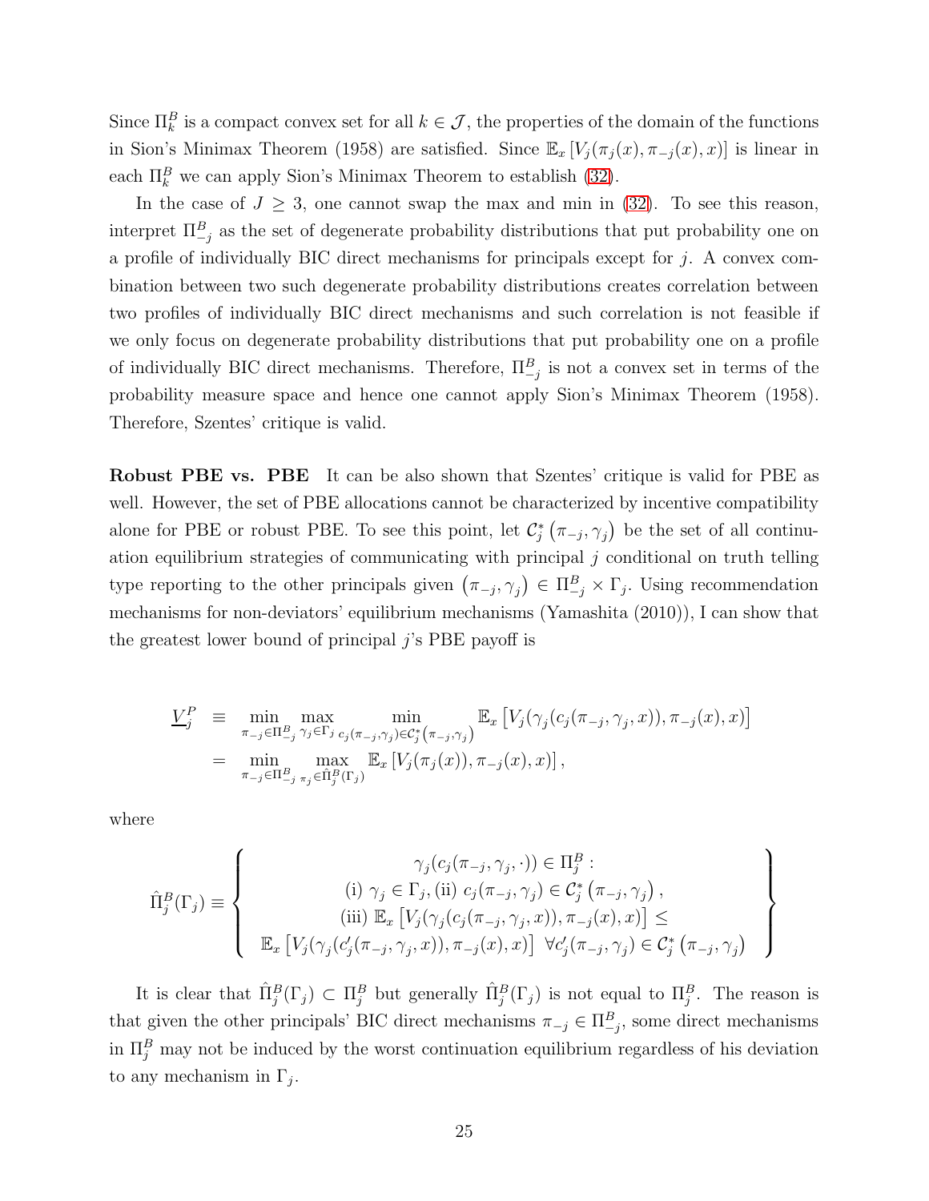Since $\Pi_k^B$ is a compact convex set for all $k \in \mathcal{J}$, the properties of the domain of the functions in Sion's Minimax Theorem (1958) are satisfied. Since $\mathbb{E}_x[V_j(\pi_j(x), \pi_{-j}(x), x)]$ is linear in each $\Pi_k^B$ we can apply Sion's Minimax Theorem to establish (32).

In the case of $J \geq 3$, one cannot swap the max and min in (32). To see this reason, interpret $\Pi_{-j}^B$ as the set of degenerate probability distributions that put probability one on a profile of individually BIC direct mechanisms for principals except for $j$. A convex combination between two such degenerate probability distributions creates correlation between two profiles of individually BIC direct mechanisms and such correlation is not feasible if we only focus on degenerate probability distributions that put probability one on a profile of individually BIC direct mechanisms. Therefore, $\Pi_{-j}^B$ is not a convex set in terms of the probability measure space and hence one cannot apply Sion's Minimax Theorem (1958). Therefore, Szentes' critique is valid.

**Robust PBE vs. PBE** It can be also shown that Szentes' critique is valid for PBE as well. However, the set of PBE allocations cannot be characterized by incentive compatibility alone for PBE or robust PBE. To see this point, let $\mathcal{C}_j^*(\pi_{-j}, \gamma_j)$ be the set of all continuation equilibrium strategies of communicating with principal $j$ conditional on truth telling type reporting to the other principals given $(\pi_{-j}, \gamma_j) \in \Pi_{-j}^B \times \Gamma_j$. Using recommendation mechanisms for non-deviators' equilibrium mechanisms (Yamashita (2010)), I can show that the greatest lower bound of principal $j$'s PBE payoff is

$$
\begin{aligned}
\underline{V}_j^P &\equiv \min_{\pi_{-j} \in \Pi_{-j}^B} \max_{\gamma_j \in \Gamma_j} \min_{c_j(\pi_{-j}, \gamma_j) \in \mathcal{C}_j^*(\pi_{-j}, \gamma_j)} \mathbb{E}_x\left[V_j(\gamma_j(c_j(\pi_{-j}, \gamma_j, x)), \pi_{-j}(x), x)\right] \\
&= \min_{\pi_{-j} \in \Pi_{-j}^B} \max_{\pi_j \in \hat{\Pi}_j^B(\Gamma_j)} \mathbb{E}_x\left[V_j(\pi_j(x)), \pi_{-j}(x), x\right],
\end{aligned}
$$

where

$$
\hat{\Pi}_j^B(\Gamma_j) \equiv \left\{ \begin{array}{c} \gamma_j(c_j(\pi_{-j}, \gamma_j, \cdot)) \in \Pi_j^B : \\ \text{(i) } \gamma_j \in \Gamma_j, \text{(ii) } c_j(\pi_{-j}, \gamma_j) \in \mathcal{C}_j^*(\pi_{-j}, \gamma_j), \\ \text{(iii) } \mathbb{E}_x\left[V_j(\gamma_j(c_j(\pi_{-j}, \gamma_j, x)), \pi_{-j}(x), x\right] \leq \\ \mathbb{E}_x\left[V_j(\gamma_j(c_j'(\pi_{-j}, \gamma_j, x)), \pi_{-j}(x), x\right] \ \forall c_j'(\pi_{-j}, \gamma_j) \in \mathcal{C}_j^*(\pi_{-j}, \gamma_j) \end{array} \right\}
$$

It is clear that $\hat{\Pi}_j^B(\Gamma_j) \subset \Pi_j^B$ but generally $\hat{\Pi}_j^B(\Gamma_j)$ is not equal to $\Pi_j^B$. The reason is that given the other principals' BIC direct mechanisms $\pi_{-j} \in \Pi_{-j}^B$, some direct mechanisms in $\Pi_j^B$ may not be induced by the worst continuation equilibrium regardless of his deviation to any mechanism in $\Gamma_j$.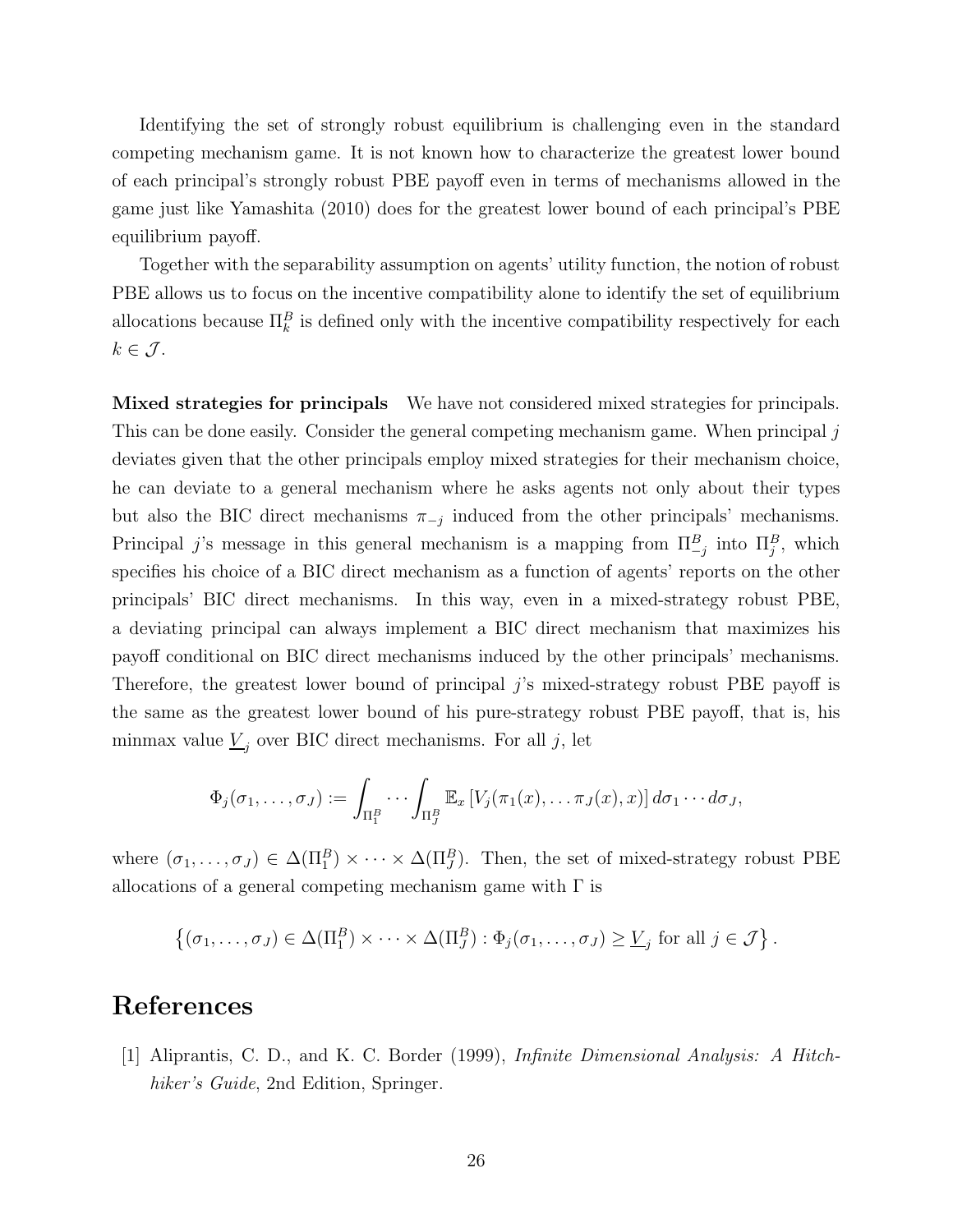Identifying the set of strongly robust equilibrium is challenging even in the standard competing mechanism game. It is not known how to characterize the greatest lower bound of each principal's strongly robust PBE payoff even in terms of mechanisms allowed in the game just like Yamashita (2010) does for the greatest lower bound of each principal's PBE equilibrium payoff.

Together with the separability assumption on agents' utility function, the notion of robust PBE allows us to focus on the incentive compatibility alone to identify the set of equilibrium allocations because $\Pi_k^B$ is defined only with the incentive compatibility respectively for each $k \in \mathcal{J}$.

**Mixed strategies for principals** We have not considered mixed strategies for principals. This can be done easily. Consider the general competing mechanism game. When principal $j$ deviates given that the other principals employ mixed strategies for their mechanism choice, he can deviate to a general mechanism where he asks agents not only about their types but also the BIC direct mechanisms $\pi_{-j}$ induced from the other principals' mechanisms. Principal $j$'s message in this general mechanism is a mapping from $\Pi_{-j}^B$ into $\Pi_j^B$, which specifies his choice of a BIC direct mechanism as a function of agents' reports on the other principals' BIC direct mechanisms. In this way, even in a mixed-strategy robust PBE, a deviating principal can always implement a BIC direct mechanism that maximizes his payoff conditional on BIC direct mechanisms induced by the other principals' mechanisms. Therefore, the greatest lower bound of principal $j$'s mixed-strategy robust PBE payoff is the same as the greatest lower bound of his pure-strategy robust PBE payoff, that is, his minmax value $\underline{V}_j$ over BIC direct mechanisms. For all $j$, let

$$\Phi_j(\sigma_1, \dots, \sigma_J) := \int_{\Pi_1^B} \cdots \int_{\Pi_J^B} \mathbb{E}_x \left[ V_j(\pi_1(x), \dots \pi_J(x), x) \right] d\sigma_1 \cdots d\sigma_J,$$

where $(\sigma_1, \dots, \sigma_J) \in \Delta(\Pi_1^B) \times \cdots \times \Delta(\Pi_J^B)$. Then, the set of mixed-strategy robust PBE allocations of a general competing mechanism game with $\Gamma$ is

$$\left\{ (\sigma_1, \dots, \sigma_J) \in \Delta(\Pi_1^B) \times \cdots \times \Delta(\Pi_J^B) : \Phi_j(\sigma_1, \dots, \sigma_J) \geq \underline{V}_j \text{ for all } j \in \mathcal{J} \right\}.$$

# References

[1] Aliprantis, C. D., and K. C. Border (1999), *Infinite Dimensional Analysis: A Hitchhiker's Guide*, 2nd Edition, Springer.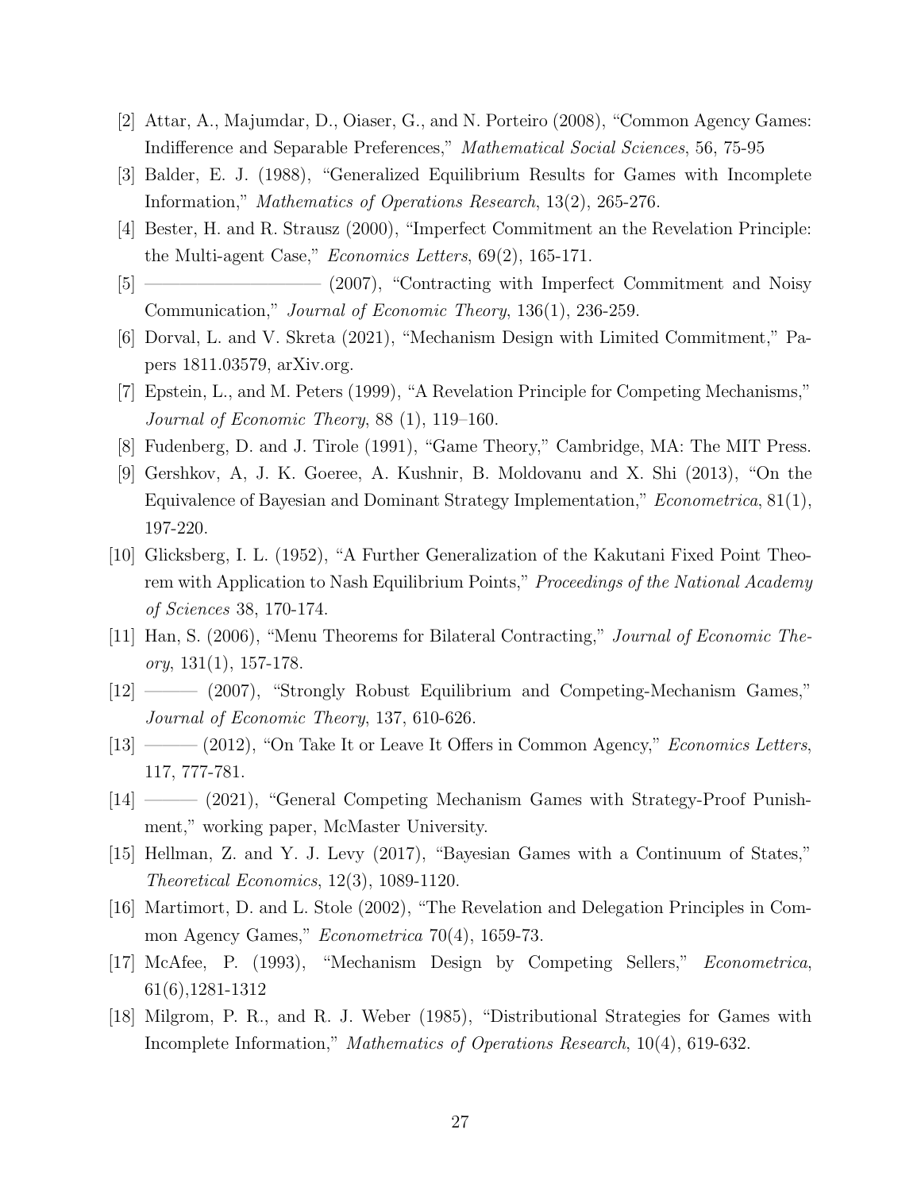[2] Attar, A., Majumdar, D., Oiaser, G., and N. Porteiro (2008), "Common Agency Games: Indifference and Separable Preferences," *Mathematical Social Sciences*, 56, 75-95

[3] Balder, E. J. (1988), "Generalized Equilibrium Results for Games with Incomplete Information," *Mathematics of Operations Research*, 13(2), 265-276.

[4] Bester, H. and R. Strausz (2000), "Imperfect Commitment an the Revelation Principle: the Multi-agent Case," *Economics Letters*, 69(2), 165-171.

[5] ——————————— (2007), "Contracting with Imperfect Commitment and Noisy Communication," *Journal of Economic Theory*, 136(1), 236-259.

[6] Dorval, L. and V. Skreta (2021), "Mechanism Design with Limited Commitment," Papers 1811.03579, arXiv.org.

[7] Epstein, L., and M. Peters (1999), "A Revelation Principle for Competing Mechanisms," *Journal of Economic Theory*, 88 (1), 119–160.

[8] Fudenberg, D. and J. Tirole (1991), "Game Theory," Cambridge, MA: The MIT Press.

[9] Gershkov, A, J. K. Goeree, A. Kushnir, B. Moldovanu and X. Shi (2013), "On the Equivalence of Bayesian and Dominant Strategy Implementation," *Econometrica*, 81(1), 197-220.

[10] Glicksberg, I. L. (1952), "A Further Generalization of the Kakutani Fixed Point Theorem with Application to Nash Equilibrium Points," *Proceedings of the National Academy of Sciences* 38, 170-174.

[11] Han, S. (2006), "Menu Theorems for Bilateral Contracting," *Journal of Economic Theory*, 131(1), 157-178.

[12] ——— (2007), "Strongly Robust Equilibrium and Competing-Mechanism Games," *Journal of Economic Theory*, 137, 610-626.

[13] ——— (2012), "On Take It or Leave It Offers in Common Agency," *Economics Letters*, 117, 777-781.

[14] ——— (2021), "General Competing Mechanism Games with Strategy-Proof Punishment," working paper, McMaster University.

[15] Hellman, Z. and Y. J. Levy (2017), "Bayesian Games with a Continuum of States," *Theoretical Economics*, 12(3), 1089-1120.

[16] Martimort, D. and L. Stole (2002), "The Revelation and Delegation Principles in Common Agency Games," *Econometrica* 70(4), 1659-73.

[17] McAfee, P. (1993), "Mechanism Design by Competing Sellers," *Econometrica*, 61(6),1281-1312

[18] Milgrom, P. R., and R. J. Weber (1985), "Distributional Strategies for Games with Incomplete Information," *Mathematics of Operations Research*, 10(4), 619-632.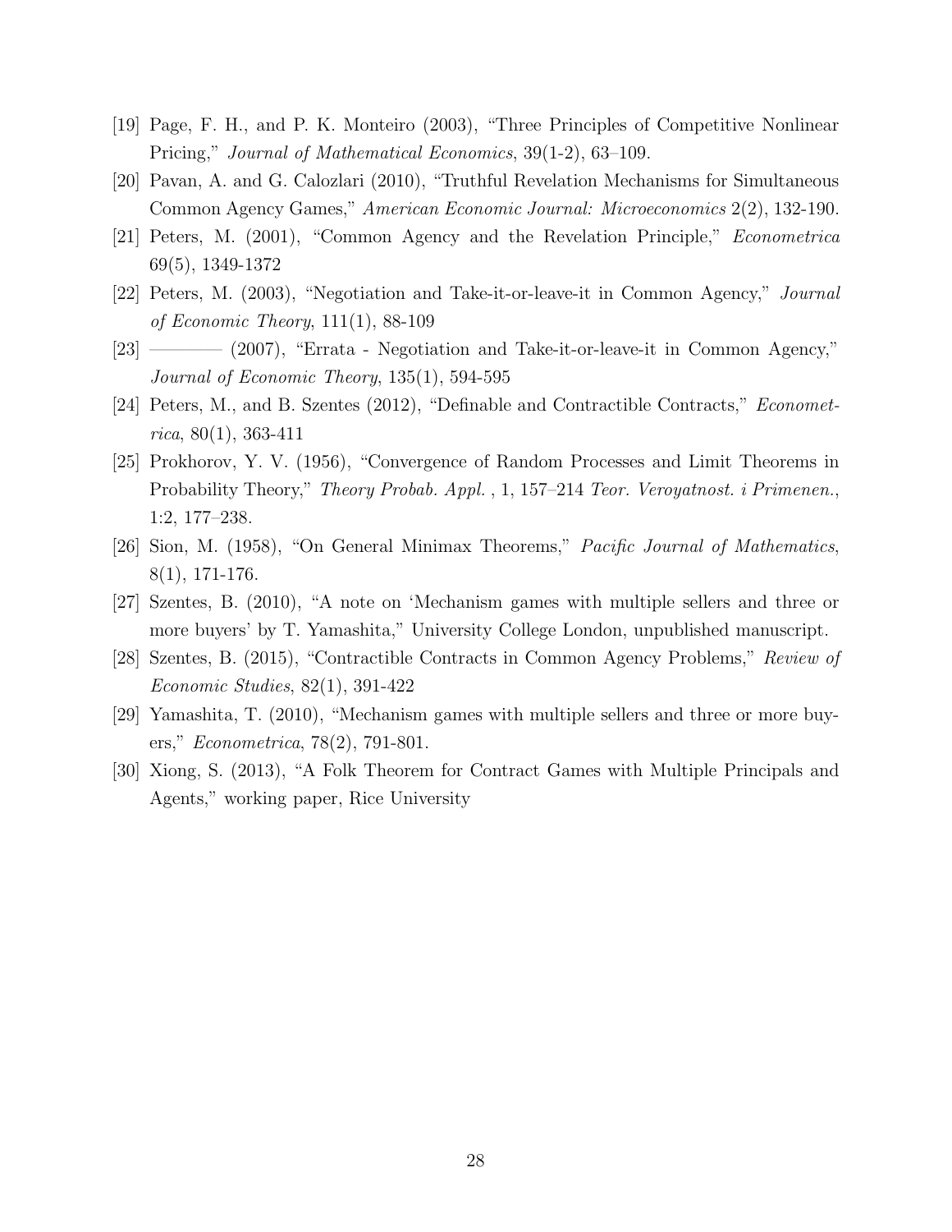[19] Page, F. H., and P. K. Monteiro (2003), "Three Principles of Competitive Nonlinear Pricing," *Journal of Mathematical Economics*, 39(1-2), 63–109.

[20] Pavan, A. and G. Calozlari (2010), "Truthful Revelation Mechanisms for Simultaneous Common Agency Games," *American Economic Journal: Microeconomics* 2(2), 132-190.

[21] Peters, M. (2001), "Common Agency and the Revelation Principle," *Econometrica* 69(5), 1349-1372

[22] Peters, M. (2003), "Negotiation and Take-it-or-leave-it in Common Agency," *Journal of Economic Theory*, 111(1), 88-109

[23] ———— (2007), "Errata - Negotiation and Take-it-or-leave-it in Common Agency," *Journal of Economic Theory*, 135(1), 594-595

[24] Peters, M., and B. Szentes (2012), "Definable and Contractible Contracts," *Econometrica*, 80(1), 363-411

[25] Prokhorov, Y. V. (1956), "Convergence of Random Processes and Limit Theorems in Probability Theory," *Theory Probab. Appl.* , 1, 157–214 *Teor. Veroyatnost. i Primenen.*, 1:2, 177–238.

[26] Sion, M. (1958), "On General Minimax Theorems," *Pacific Journal of Mathematics*, 8(1), 171-176.

[27] Szentes, B. (2010), "A note on 'Mechanism games with multiple sellers and three or more buyers' by T. Yamashita," University College London, unpublished manuscript.

[28] Szentes, B. (2015), "Contractible Contracts in Common Agency Problems," *Review of Economic Studies*, 82(1), 391-422

[29] Yamashita, T. (2010), "Mechanism games with multiple sellers and three or more buyers," *Econometrica*, 78(2), 791-801.

[30] Xiong, S. (2013), "A Folk Theorem for Contract Games with Multiple Principals and Agents," working paper, Rice University